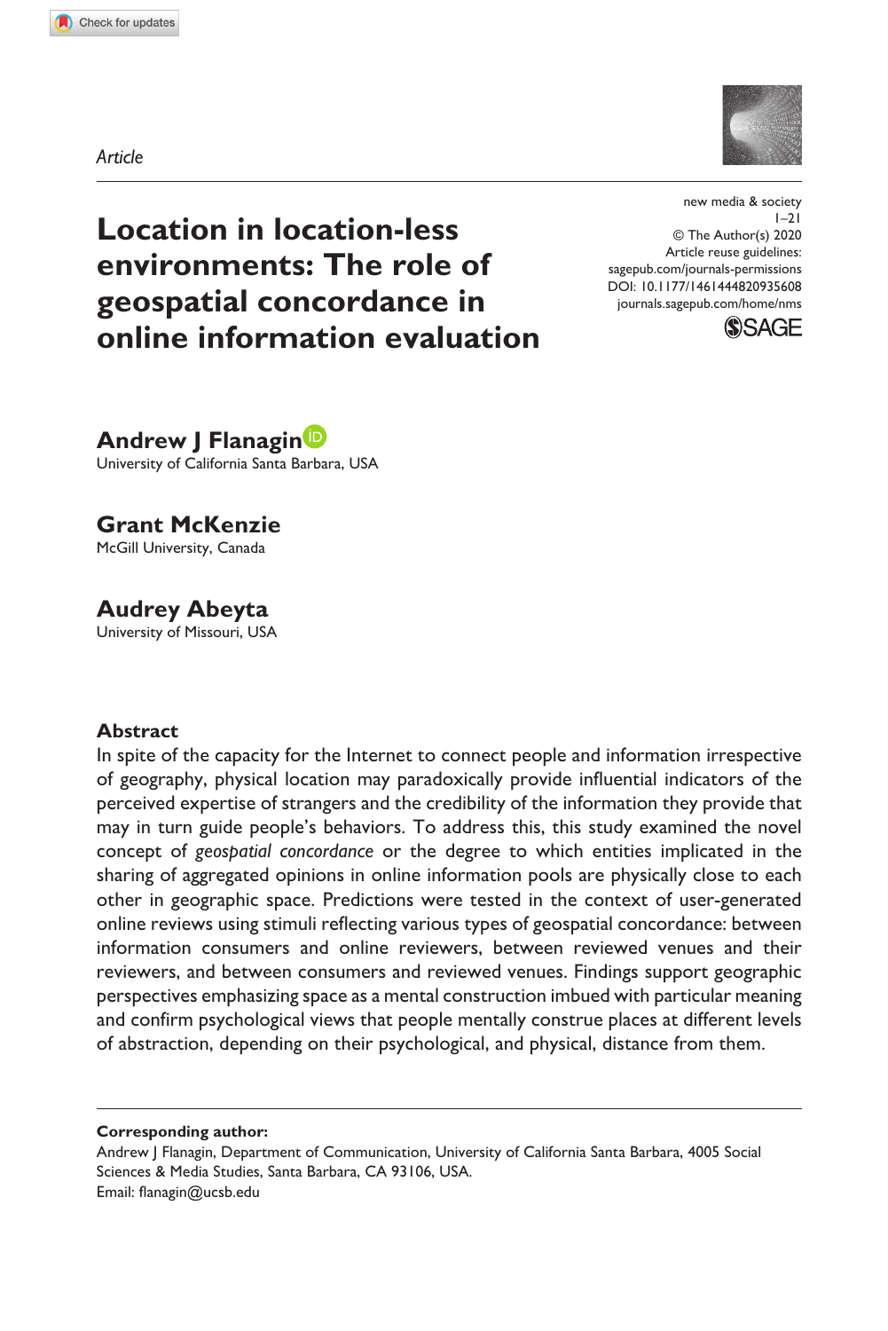Article

# Location in location-less environments: The role of geospatial concordance in online information evaluation

new media & society
1–21
© The Author(s) 2020
Article reuse guidelines:
sagepub.com/journals-permissions
DOI: 10.1177/1461444820935608
journals.sagepub.com/home/nms

**Andrew J Flanagin**
University of California Santa Barbara, USA

**Grant McKenzie**
McGill University, Canada

**Audrey Abeyta**
University of Missouri, USA

## Abstract

In spite of the capacity for the Internet to connect people and information irrespective of geography, physical location may paradoxically provide influential indicators of the perceived expertise of strangers and the credibility of the information they provide that may in turn guide people's behaviors. To address this, this study examined the novel concept of *geospatial concordance* or the degree to which entities implicated in the sharing of aggregated opinions in online information pools are physically close to each other in geographic space. Predictions were tested in the context of user-generated online reviews using stimuli reflecting various types of geospatial concordance: between information consumers and online reviewers, between reviewed venues and their reviewers, and between consumers and reviewed venues. Findings support geographic perspectives emphasizing space as a mental construction imbued with particular meaning and confirm psychological views that people mentally construe places at different levels of abstraction, depending on their psychological, and physical, distance from them.

**Corresponding author:**
Andrew J Flanagin, Department of Communication, University of California Santa Barbara, 4005 Social Sciences & Media Studies, Santa Barbara, CA 93106, USA.
Email: flanagin@ucsb.edu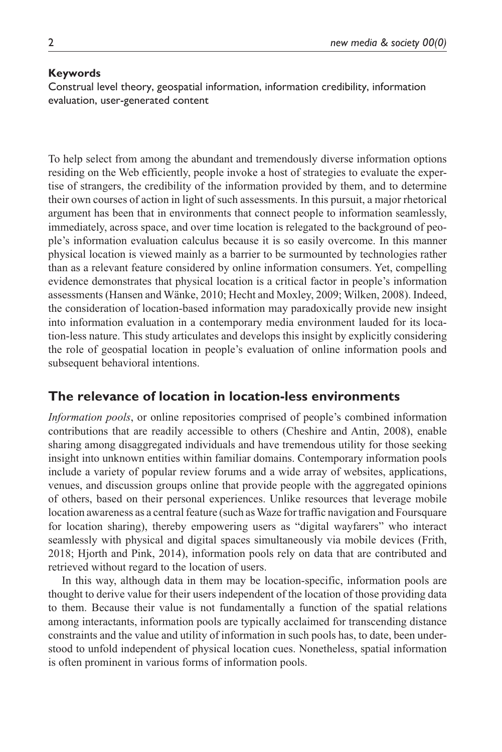**Keywords**

Construal level theory, geospatial information, information credibility, information evaluation, user-generated content

To help select from among the abundant and tremendously diverse information options residing on the Web efficiently, people invoke a host of strategies to evaluate the expertise of strangers, the credibility of the information provided by them, and to determine their own courses of action in light of such assessments. In this pursuit, a major rhetorical argument has been that in environments that connect people to information seamlessly, immediately, across space, and over time location is relegated to the background of people's information evaluation calculus because it is so easily overcome. In this manner physical location is viewed mainly as a barrier to be surmounted by technologies rather than as a relevant feature considered by online information consumers. Yet, compelling evidence demonstrates that physical location is a critical factor in people's information assessments (Hansen and Wänke, 2010; Hecht and Moxley, 2009; Wilken, 2008). Indeed, the consideration of location-based information may paradoxically provide new insight into information evaluation in a contemporary media environment lauded for its location-less nature. This study articulates and develops this insight by explicitly considering the role of geospatial location in people's evaluation of online information pools and subsequent behavioral intentions.

## The relevance of location in location-less environments

*Information pools*, or online repositories comprised of people's combined information contributions that are readily accessible to others (Cheshire and Antin, 2008), enable sharing among disaggregated individuals and have tremendous utility for those seeking insight into unknown entities within familiar domains. Contemporary information pools include a variety of popular review forums and a wide array of websites, applications, venues, and discussion groups online that provide people with the aggregated opinions of others, based on their personal experiences. Unlike resources that leverage mobile location awareness as a central feature (such as Waze for traffic navigation and Foursquare for location sharing), thereby empowering users as "digital wayfarers" who interact seamlessly with physical and digital spaces simultaneously via mobile devices (Frith, 2018; Hjorth and Pink, 2014), information pools rely on data that are contributed and retrieved without regard to the location of users.

In this way, although data in them may be location-specific, information pools are thought to derive value for their users independent of the location of those providing data to them. Because their value is not fundamentally a function of the spatial relations among interactants, information pools are typically acclaimed for transcending distance constraints and the value and utility of information in such pools has, to date, been understood to unfold independent of physical location cues. Nonetheless, spatial information is often prominent in various forms of information pools.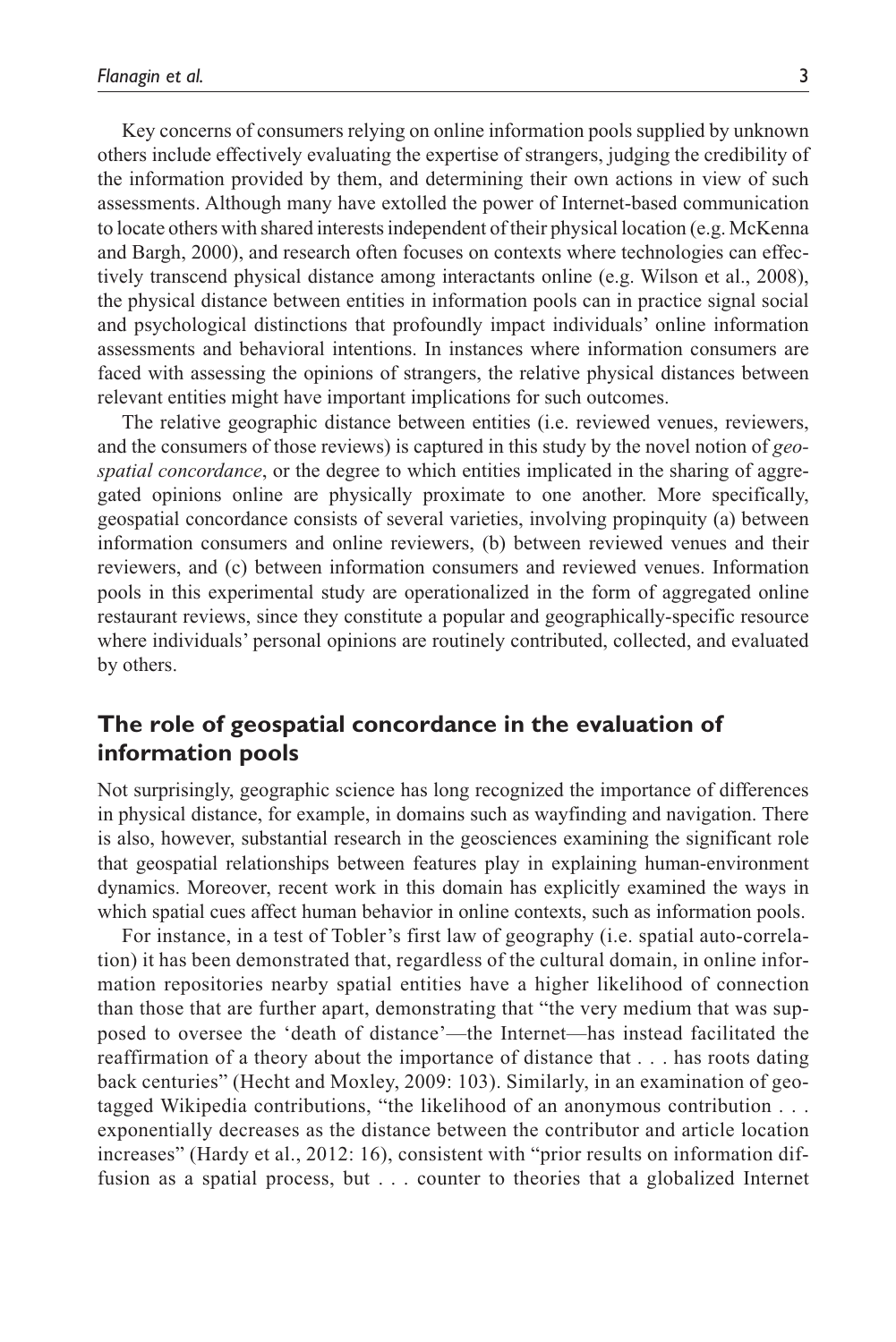Key concerns of consumers relying on online information pools supplied by unknown others include effectively evaluating the expertise of strangers, judging the credibility of the information provided by them, and determining their own actions in view of such assessments. Although many have extolled the power of Internet-based communication to locate others with shared interests independent of their physical location (e.g. McKenna and Bargh, 2000), and research often focuses on contexts where technologies can effectively transcend physical distance among interactants online (e.g. Wilson et al., 2008), the physical distance between entities in information pools can in practice signal social and psychological distinctions that profoundly impact individuals' online information assessments and behavioral intentions. In instances where information consumers are faced with assessing the opinions of strangers, the relative physical distances between relevant entities might have important implications for such outcomes.

The relative geographic distance between entities (i.e. reviewed venues, reviewers, and the consumers of those reviews) is captured in this study by the novel notion of *geospatial concordance*, or the degree to which entities implicated in the sharing of aggregated opinions online are physically proximate to one another. More specifically, geospatial concordance consists of several varieties, involving propinquity (a) between information consumers and online reviewers, (b) between reviewed venues and their reviewers, and (c) between information consumers and reviewed venues. Information pools in this experimental study are operationalized in the form of aggregated online restaurant reviews, since they constitute a popular and geographically-specific resource where individuals' personal opinions are routinely contributed, collected, and evaluated by others.

## The role of geospatial concordance in the evaluation of information pools

Not surprisingly, geographic science has long recognized the importance of differences in physical distance, for example, in domains such as wayfinding and navigation. There is also, however, substantial research in the geosciences examining the significant role that geospatial relationships between features play in explaining human-environment dynamics. Moreover, recent work in this domain has explicitly examined the ways in which spatial cues affect human behavior in online contexts, such as information pools.

For instance, in a test of Tobler's first law of geography (i.e. spatial auto-correlation) it has been demonstrated that, regardless of the cultural domain, in online information repositories nearby spatial entities have a higher likelihood of connection than those that are further apart, demonstrating that "the very medium that was supposed to oversee the 'death of distance'—the Internet—has instead facilitated the reaffirmation of a theory about the importance of distance that . . . has roots dating back centuries" (Hecht and Moxley, 2009: 103). Similarly, in an examination of geotagged Wikipedia contributions, "the likelihood of an anonymous contribution . . . exponentially decreases as the distance between the contributor and article location increases" (Hardy et al., 2012: 16), consistent with "prior results on information diffusion as a spatial process, but . . . counter to theories that a globalized Internet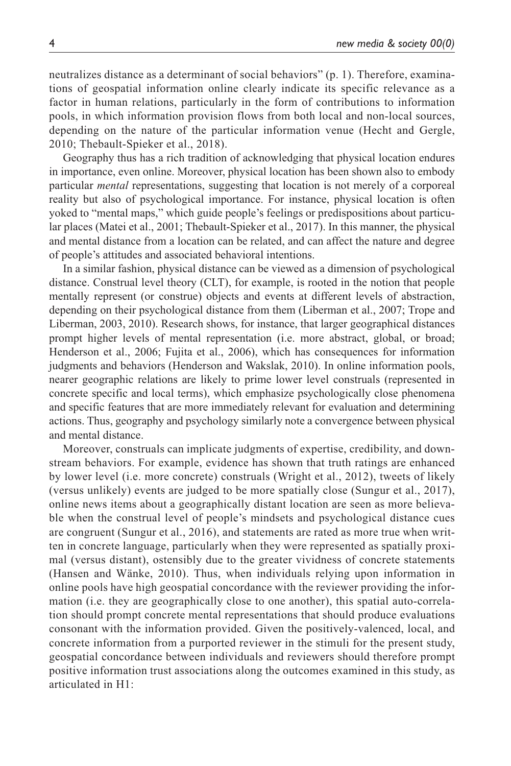neutralizes distance as a determinant of social behaviors" (p. 1). Therefore, examinations of geospatial information online clearly indicate its specific relevance as a factor in human relations, particularly in the form of contributions to information pools, in which information provision flows from both local and non-local sources, depending on the nature of the particular information venue (Hecht and Gergle, 2010; Thebault-Spieker et al., 2018).

Geography thus has a rich tradition of acknowledging that physical location endures in importance, even online. Moreover, physical location has been shown also to embody particular *mental* representations, suggesting that location is not merely of a corporeal reality but also of psychological importance. For instance, physical location is often yoked to "mental maps," which guide people's feelings or predispositions about particular places (Matei et al., 2001; Thebault-Spieker et al., 2017). In this manner, the physical and mental distance from a location can be related, and can affect the nature and degree of people's attitudes and associated behavioral intentions.

In a similar fashion, physical distance can be viewed as a dimension of psychological distance. Construal level theory (CLT), for example, is rooted in the notion that people mentally represent (or construe) objects and events at different levels of abstraction, depending on their psychological distance from them (Liberman et al., 2007; Trope and Liberman, 2003, 2010). Research shows, for instance, that larger geographical distances prompt higher levels of mental representation (i.e. more abstract, global, or broad; Henderson et al., 2006; Fujita et al., 2006), which has consequences for information judgments and behaviors (Henderson and Wakslak, 2010). In online information pools, nearer geographic relations are likely to prime lower level construals (represented in concrete specific and local terms), which emphasize psychologically close phenomena and specific features that are more immediately relevant for evaluation and determining actions. Thus, geography and psychology similarly note a convergence between physical and mental distance.

Moreover, construals can implicate judgments of expertise, credibility, and downstream behaviors. For example, evidence has shown that truth ratings are enhanced by lower level (i.e. more concrete) construals (Wright et al., 2012), tweets of likely (versus unlikely) events are judged to be more spatially close (Sungur et al., 2017), online news items about a geographically distant location are seen as more believable when the construal level of people's mindsets and psychological distance cues are congruent (Sungur et al., 2016), and statements are rated as more true when written in concrete language, particularly when they were represented as spatially proximal (versus distant), ostensibly due to the greater vividness of concrete statements (Hansen and Wänke, 2010). Thus, when individuals relying upon information in online pools have high geospatial concordance with the reviewer providing the information (i.e. they are geographically close to one another), this spatial auto-correlation should prompt concrete mental representations that should produce evaluations consonant with the information provided. Given the positively-valenced, local, and concrete information from a purported reviewer in the stimuli for the present study, geospatial concordance between individuals and reviewers should therefore prompt positive information trust associations along the outcomes examined in this study, as articulated in H1: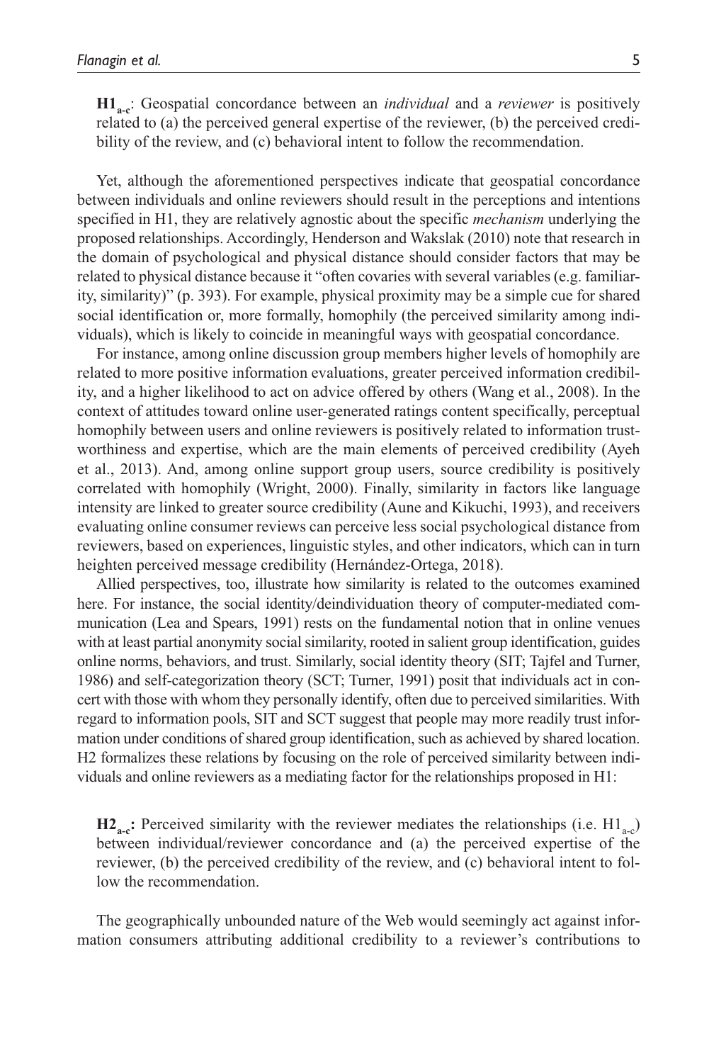**$H1_{a\text{-}c}$**: Geospatial concordance between an *individual* and a *reviewer* is positively related to (a) the perceived general expertise of the reviewer, (b) the perceived credibility of the review, and (c) behavioral intent to follow the recommendation.

Yet, although the aforementioned perspectives indicate that geospatial concordance between individuals and online reviewers should result in the perceptions and intentions specified in H1, they are relatively agnostic about the specific *mechanism* underlying the proposed relationships. Accordingly, Henderson and Wakslak (2010) note that research in the domain of psychological and physical distance should consider factors that may be related to physical distance because it "often covaries with several variables (e.g. familiarity, similarity)" (p. 393). For example, physical proximity may be a simple cue for shared social identification or, more formally, homophily (the perceived similarity among individuals), which is likely to coincide in meaningful ways with geospatial concordance.

For instance, among online discussion group members higher levels of homophily are related to more positive information evaluations, greater perceived information credibility, and a higher likelihood to act on advice offered by others (Wang et al., 2008). In the context of attitudes toward online user-generated ratings content specifically, perceptual homophily between users and online reviewers is positively related to information trustworthiness and expertise, which are the main elements of perceived credibility (Ayeh et al., 2013). And, among online support group users, source credibility is positively correlated with homophily (Wright, 2000). Finally, similarity in factors like language intensity are linked to greater source credibility (Aune and Kikuchi, 1993), and receivers evaluating online consumer reviews can perceive less social psychological distance from reviewers, based on experiences, linguistic styles, and other indicators, which can in turn heighten perceived message credibility (Hernández-Ortega, 2018).

Allied perspectives, too, illustrate how similarity is related to the outcomes examined here. For instance, the social identity/deindividuation theory of computer-mediated communication (Lea and Spears, 1991) rests on the fundamental notion that in online venues with at least partial anonymity social similarity, rooted in salient group identification, guides online norms, behaviors, and trust. Similarly, social identity theory (SIT; Tajfel and Turner, 1986) and self-categorization theory (SCT; Turner, 1991) posit that individuals act in concert with those with whom they personally identify, often due to perceived similarities. With regard to information pools, SIT and SCT suggest that people may more readily trust information under conditions of shared group identification, such as achieved by shared location. H2 formalizes these relations by focusing on the role of perceived similarity between individuals and online reviewers as a mediating factor for the relationships proposed in H1:

**$H2_{a\text{-}c}$:** Perceived similarity with the reviewer mediates the relationships (i.e. $H1_{a\text{-}c}$) between individual/reviewer concordance and (a) the perceived expertise of the reviewer, (b) the perceived credibility of the review, and (c) behavioral intent to follow the recommendation.

The geographically unbounded nature of the Web would seemingly act against information consumers attributing additional credibility to a reviewer's contributions to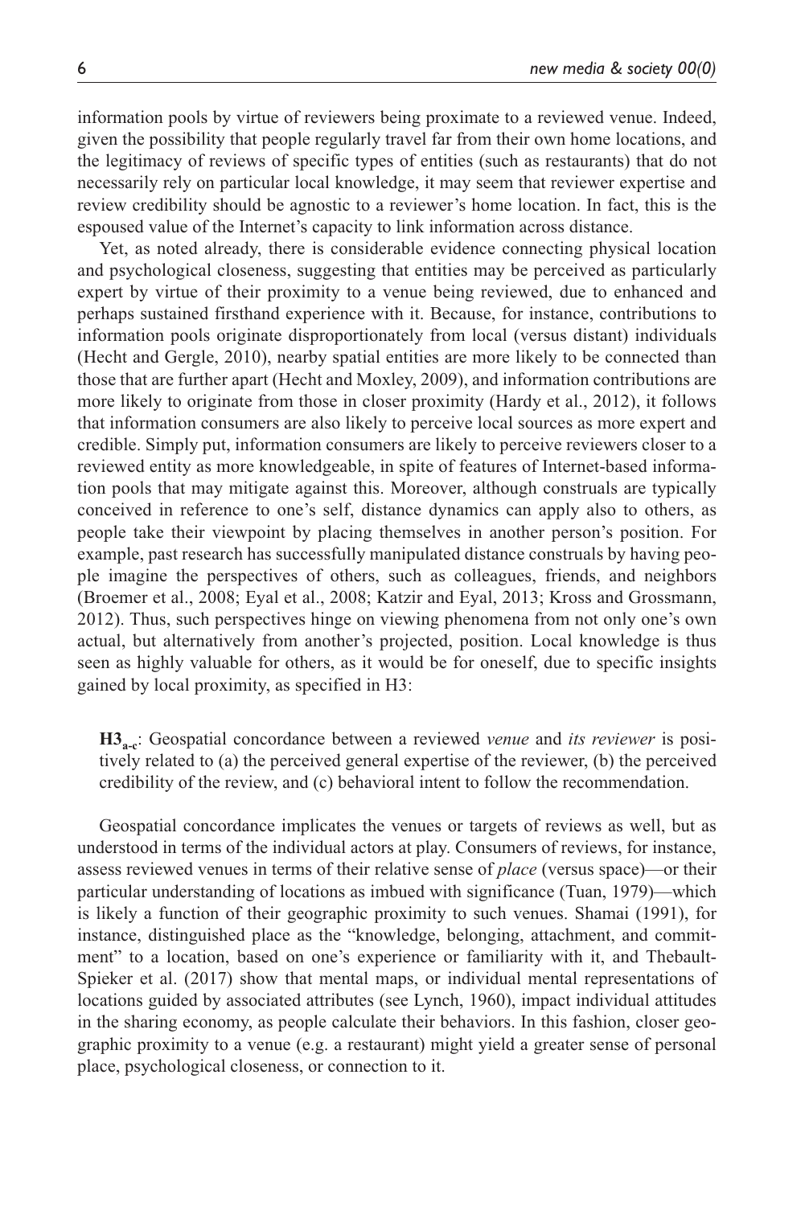information pools by virtue of reviewers being proximate to a reviewed venue. Indeed, given the possibility that people regularly travel far from their own home locations, and the legitimacy of reviews of specific types of entities (such as restaurants) that do not necessarily rely on particular local knowledge, it may seem that reviewer expertise and review credibility should be agnostic to a reviewer's home location. In fact, this is the espoused value of the Internet's capacity to link information across distance.

Yet, as noted already, there is considerable evidence connecting physical location and psychological closeness, suggesting that entities may be perceived as particularly expert by virtue of their proximity to a venue being reviewed, due to enhanced and perhaps sustained firsthand experience with it. Because, for instance, contributions to information pools originate disproportionately from local (versus distant) individuals (Hecht and Gergle, 2010), nearby spatial entities are more likely to be connected than those that are further apart (Hecht and Moxley, 2009), and information contributions are more likely to originate from those in closer proximity (Hardy et al., 2012), it follows that information consumers are also likely to perceive local sources as more expert and credible. Simply put, information consumers are likely to perceive reviewers closer to a reviewed entity as more knowledgeable, in spite of features of Internet-based information pools that may mitigate against this. Moreover, although construals are typically conceived in reference to one's self, distance dynamics can apply also to others, as people take their viewpoint by placing themselves in another person's position. For example, past research has successfully manipulated distance construals by having people imagine the perspectives of others, such as colleagues, friends, and neighbors (Broemer et al., 2008; Eyal et al., 2008; Katzir and Eyal, 2013; Kross and Grossmann, 2012). Thus, such perspectives hinge on viewing phenomena from not only one's own actual, but alternatively from another's projected, position. Local knowledge is thus seen as highly valuable for others, as it would be for oneself, due to specific insights gained by local proximity, as specified in H3:

**H3$_{a-c}$**: Geospatial concordance between a reviewed *venue* and *its reviewer* is positively related to (a) the perceived general expertise of the reviewer, (b) the perceived credibility of the review, and (c) behavioral intent to follow the recommendation.

Geospatial concordance implicates the venues or targets of reviews as well, but as understood in terms of the individual actors at play. Consumers of reviews, for instance, assess reviewed venues in terms of their relative sense of *place* (versus space)—or their particular understanding of locations as imbued with significance (Tuan, 1979)—which is likely a function of their geographic proximity to such venues. Shamai (1991), for instance, distinguished place as the "knowledge, belonging, attachment, and commitment" to a location, based on one's experience or familiarity with it, and Thebault-Spieker et al. (2017) show that mental maps, or individual mental representations of locations guided by associated attributes (see Lynch, 1960), impact individual attitudes in the sharing economy, as people calculate their behaviors. In this fashion, closer geographic proximity to a venue (e.g. a restaurant) might yield a greater sense of personal place, psychological closeness, or connection to it.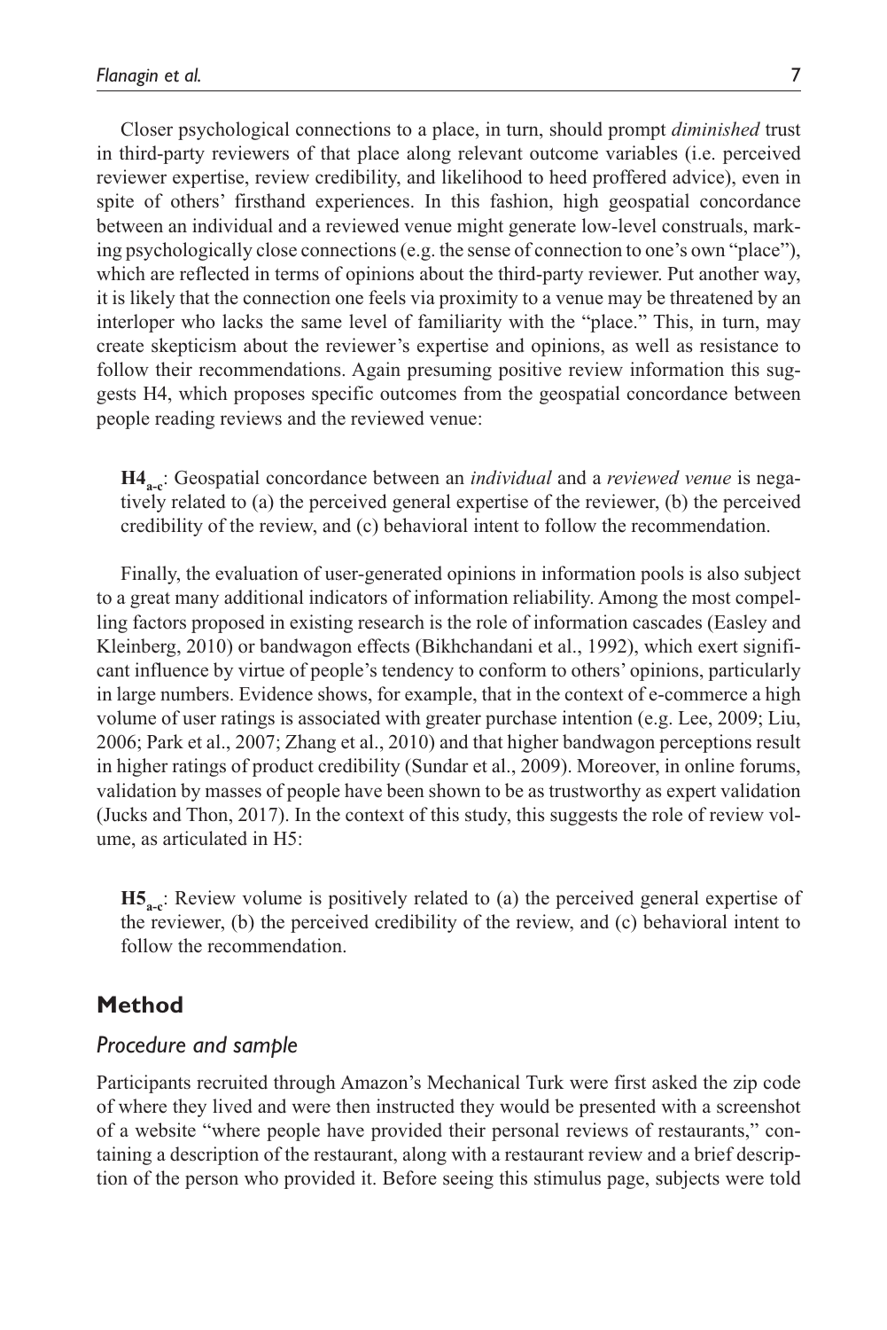Closer psychological connections to a place, in turn, should prompt *diminished* trust in third-party reviewers of that place along relevant outcome variables (i.e. perceived reviewer expertise, review credibility, and likelihood to heed proffered advice), even in spite of others' firsthand experiences. In this fashion, high geospatial concordance between an individual and a reviewed venue might generate low-level construals, marking psychologically close connections (e.g. the sense of connection to one's own "place"), which are reflected in terms of opinions about the third-party reviewer. Put another way, it is likely that the connection one feels via proximity to a venue may be threatened by an interloper who lacks the same level of familiarity with the "place." This, in turn, may create skepticism about the reviewer's expertise and opinions, as well as resistance to follow their recommendations. Again presuming positive review information this suggests H4, which proposes specific outcomes from the geospatial concordance between people reading reviews and the reviewed venue:

> **$H4_{a\text{-}c}$**: Geospatial concordance between an *individual* and a *reviewed venue* is negatively related to (a) the perceived general expertise of the reviewer, (b) the perceived credibility of the review, and (c) behavioral intent to follow the recommendation.

Finally, the evaluation of user-generated opinions in information pools is also subject to a great many additional indicators of information reliability. Among the most compelling factors proposed in existing research is the role of information cascades (Easley and Kleinberg, 2010) or bandwagon effects (Bikhchandani et al., 1992), which exert significant influence by virtue of people's tendency to conform to others' opinions, particularly in large numbers. Evidence shows, for example, that in the context of e-commerce a high volume of user ratings is associated with greater purchase intention (e.g. Lee, 2009; Liu, 2006; Park et al., 2007; Zhang et al., 2010) and that higher bandwagon perceptions result in higher ratings of product credibility (Sundar et al., 2009). Moreover, in online forums, validation by masses of people have been shown to be as trustworthy as expert validation (Jucks and Thon, 2017). In the context of this study, this suggests the role of review volume, as articulated in H5:

> **$H5_{a\text{-}c}$**: Review volume is positively related to (a) the perceived general expertise of the reviewer, (b) the perceived credibility of the review, and (c) behavioral intent to follow the recommendation.

## Method

### *Procedure and sample*

Participants recruited through Amazon's Mechanical Turk were first asked the zip code of where they lived and were then instructed they would be presented with a screenshot of a website "where people have provided their personal reviews of restaurants," containing a description of the restaurant, along with a restaurant review and a brief description of the person who provided it. Before seeing this stimulus page, subjects were told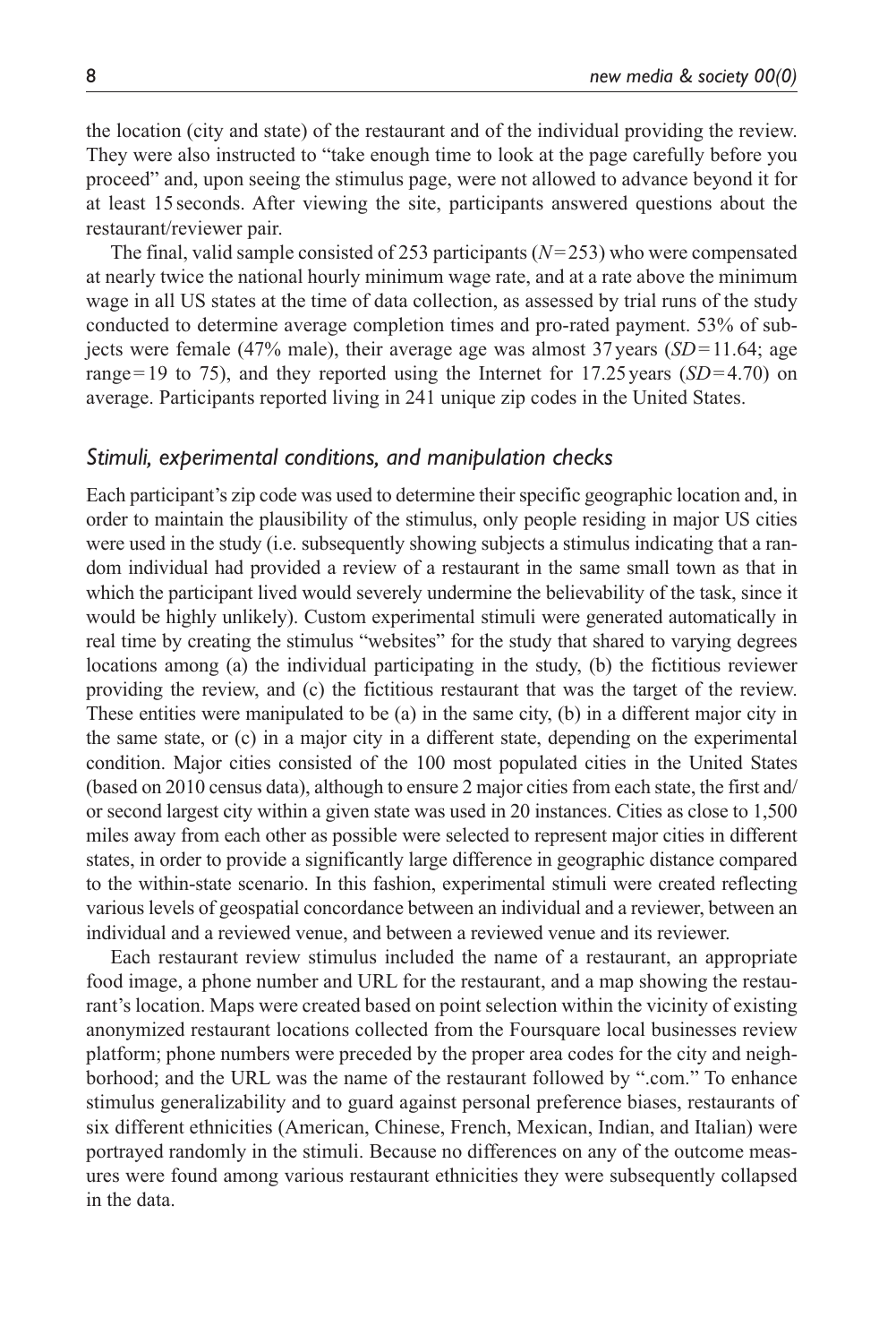the location (city and state) of the restaurant and of the individual providing the review. They were also instructed to "take enough time to look at the page carefully before you proceed" and, upon seeing the stimulus page, were not allowed to advance beyond it for at least 15 seconds. After viewing the site, participants answered questions about the restaurant/reviewer pair.

The final, valid sample consisted of 253 participants ($N = 253$) who were compensated at nearly twice the national hourly minimum wage rate, and at a rate above the minimum wage in all US states at the time of data collection, as assessed by trial runs of the study conducted to determine average completion times and pro-rated payment. 53% of subjects were female (47% male), their average age was almost 37 years ($SD = 11.64$; age range = 19 to 75), and they reported using the Internet for 17.25 years ($SD = 4.70$) on average. Participants reported living in 241 unique zip codes in the United States.

### *Stimuli, experimental conditions, and manipulation checks*

Each participant's zip code was used to determine their specific geographic location and, in order to maintain the plausibility of the stimulus, only people residing in major US cities were used in the study (i.e. subsequently showing subjects a stimulus indicating that a random individual had provided a review of a restaurant in the same small town as that in which the participant lived would severely undermine the believability of the task, since it would be highly unlikely). Custom experimental stimuli were generated automatically in real time by creating the stimulus "websites" for the study that shared to varying degrees locations among (a) the individual participating in the study, (b) the fictitious reviewer providing the review, and (c) the fictitious restaurant that was the target of the review. These entities were manipulated to be (a) in the same city, (b) in a different major city in the same state, or (c) in a major city in a different state, depending on the experimental condition. Major cities consisted of the 100 most populated cities in the United States (based on 2010 census data), although to ensure 2 major cities from each state, the first and/or second largest city within a given state was used in 20 instances. Cities as close to 1,500 miles away from each other as possible were selected to represent major cities in different states, in order to provide a significantly large difference in geographic distance compared to the within-state scenario. In this fashion, experimental stimuli were created reflecting various levels of geospatial concordance between an individual and a reviewer, between an individual and a reviewed venue, and between a reviewed venue and its reviewer.

Each restaurant review stimulus included the name of a restaurant, an appropriate food image, a phone number and URL for the restaurant, and a map showing the restaurant's location. Maps were created based on point selection within the vicinity of existing anonymized restaurant locations collected from the Foursquare local businesses review platform; phone numbers were preceded by the proper area codes for the city and neighborhood; and the URL was the name of the restaurant followed by ".com." To enhance stimulus generalizability and to guard against personal preference biases, restaurants of six different ethnicities (American, Chinese, French, Mexican, Indian, and Italian) were portrayed randomly in the stimuli. Because no differences on any of the outcome measures were found among various restaurant ethnicities they were subsequently collapsed in the data.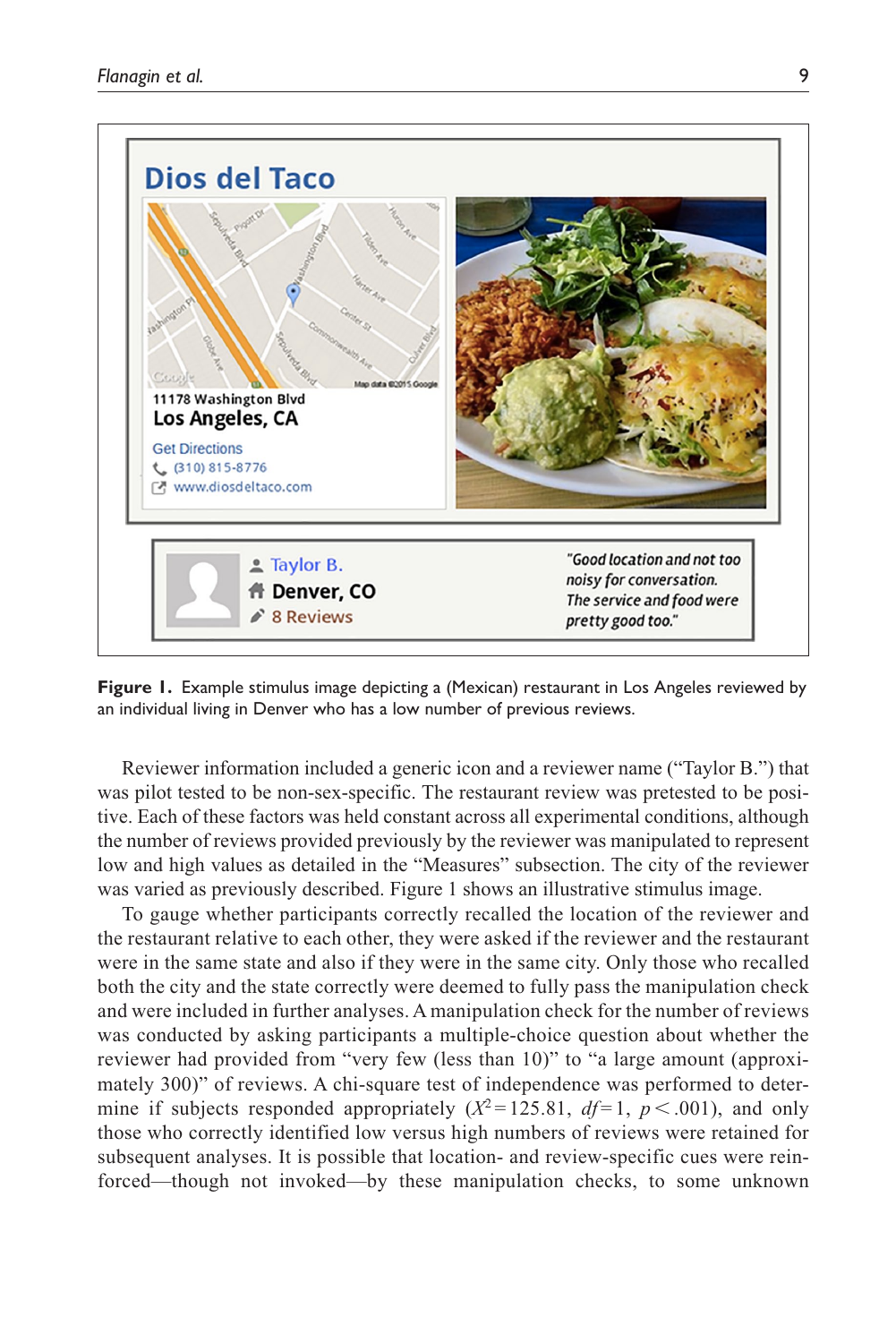**Figure 1.** Example stimulus image depicting a (Mexican) restaurant in Los Angeles reviewed by an individual living in Denver who has a low number of previous reviews.

Reviewer information included a generic icon and a reviewer name ("Taylor B.") that was pilot tested to be non-sex-specific. The restaurant review was pretested to be positive. Each of these factors was held constant across all experimental conditions, although the number of reviews provided previously by the reviewer was manipulated to represent low and high values as detailed in the "Measures" subsection. The city of the reviewer was varied as previously described. Figure 1 shows an illustrative stimulus image.

To gauge whether participants correctly recalled the location of the reviewer and the restaurant relative to each other, they were asked if the reviewer and the restaurant were in the same state and also if they were in the same city. Only those who recalled both the city and the state correctly were deemed to fully pass the manipulation check and were included in further analyses. A manipulation check for the number of reviews was conducted by asking participants a multiple-choice question about whether the reviewer had provided from "very few (less than 10)" to "a large amount (approximately 300)" of reviews. A chi-square test of independence was performed to determine if subjects responded appropriately ($X^2 = 125.81$, $df = 1$, $p < .001$), and only those who correctly identified low versus high numbers of reviews were retained for subsequent analyses. It is possible that location- and review-specific cues were reinforced—though not invoked—by these manipulation checks, to some unknown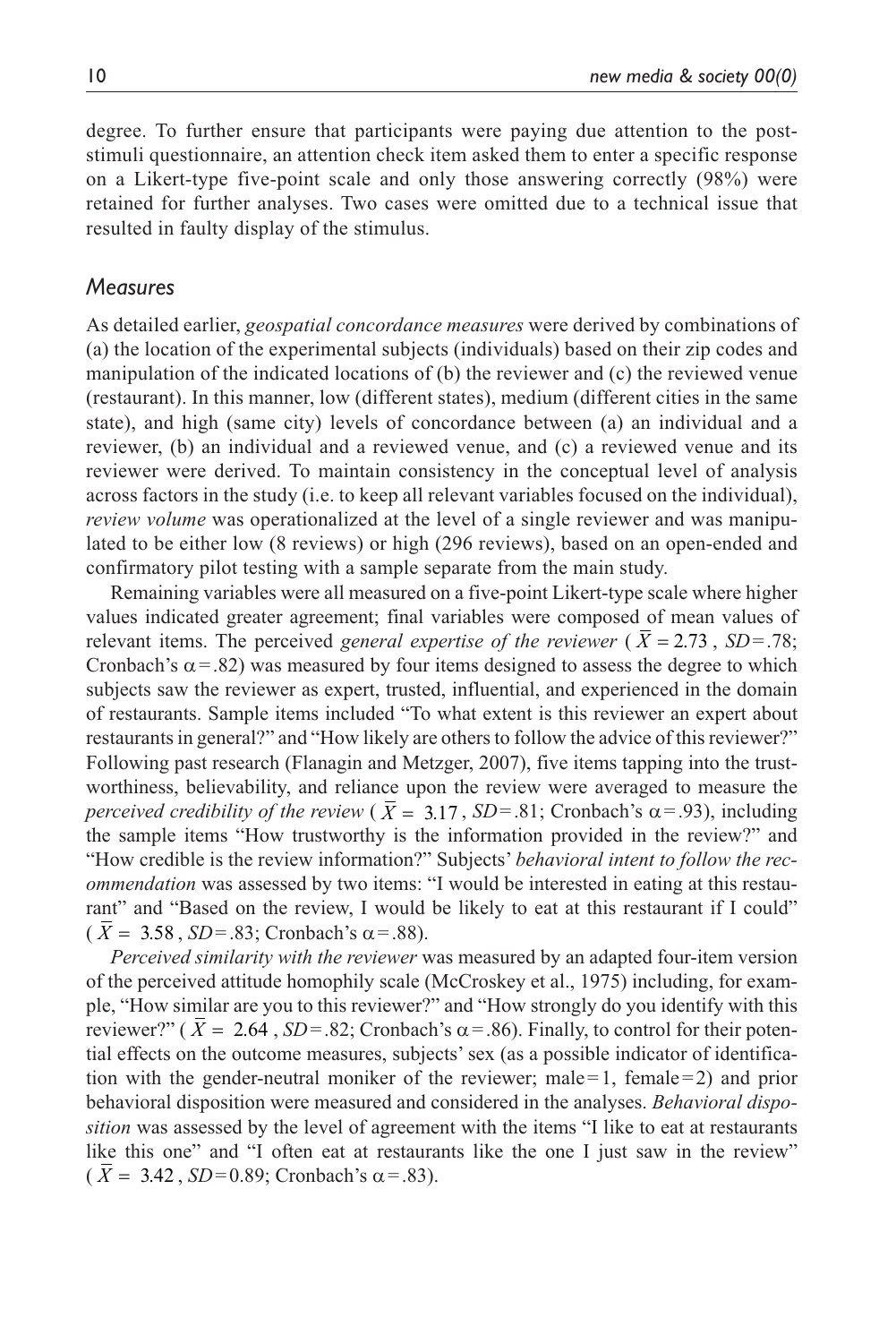degree. To further ensure that participants were paying due attention to the post-stimuli questionnaire, an attention check item asked them to enter a specific response on a Likert-type five-point scale and only those answering correctly (98%) were retained for further analyses. Two cases were omitted due to a technical issue that resulted in faulty display of the stimulus.

### *Measures*

As detailed earlier, *geospatial concordance measures* were derived by combinations of (a) the location of the experimental subjects (individuals) based on their zip codes and manipulation of the indicated locations of (b) the reviewer and (c) the reviewed venue (restaurant). In this manner, low (different states), medium (different cities in the same state), and high (same city) levels of concordance between (a) an individual and a reviewer, (b) an individual and a reviewed venue, and (c) a reviewed venue and its reviewer were derived. To maintain consistency in the conceptual level of analysis across factors in the study (i.e. to keep all relevant variables focused on the individual), *review volume* was operationalized at the level of a single reviewer and was manipulated to be either low (8 reviews) or high (296 reviews), based on an open-ended and confirmatory pilot testing with a sample separate from the main study.

Remaining variables were all measured on a five-point Likert-type scale where higher values indicated greater agreement; final variables were composed of mean values of relevant items. The perceived *general expertise of the reviewer* ($\bar{X} = 2.73$, $SD = .78$; Cronbach's $\alpha = .82$) was measured by four items designed to assess the degree to which subjects saw the reviewer as expert, trusted, influential, and experienced in the domain of restaurants. Sample items included "To what extent is this reviewer an expert about restaurants in general?" and "How likely are others to follow the advice of this reviewer?" Following past research (Flanagin and Metzger, 2007), five items tapping into the trustworthiness, believability, and reliance upon the review were averaged to measure the *perceived credibility of the review* ($\bar{X} = 3.17$, $SD = .81$; Cronbach's $\alpha = .93$), including the sample items "How trustworthy is the information provided in the review?" and "How credible is the review information?" Subjects' *behavioral intent to follow the recommendation* was assessed by two items: "I would be interested in eating at this restaurant" and "Based on the review, I would be likely to eat at this restaurant if I could" ($\bar{X} = 3.58$, $SD = .83$; Cronbach's $\alpha = .88$).

*Perceived similarity with the reviewer* was measured by an adapted four-item version of the perceived attitude homophily scale (McCroskey et al., 1975) including, for example, "How similar are you to this reviewer?" and "How strongly do you identify with this reviewer?" ($\bar{X} = 2.64$, $SD = .82$; Cronbach's $\alpha = .86$). Finally, to control for their potential effects on the outcome measures, subjects' sex (as a possible indicator of identification with the gender-neutral moniker of the reviewer; male = 1, female = 2) and prior behavioral disposition were measured and considered in the analyses. *Behavioral disposition* was assessed by the level of agreement with the items "I like to eat at restaurants like this one" and "I often eat at restaurants like the one I just saw in the review" ($\bar{X} = 3.42$, $SD = 0.89$; Cronbach's $\alpha = .83$).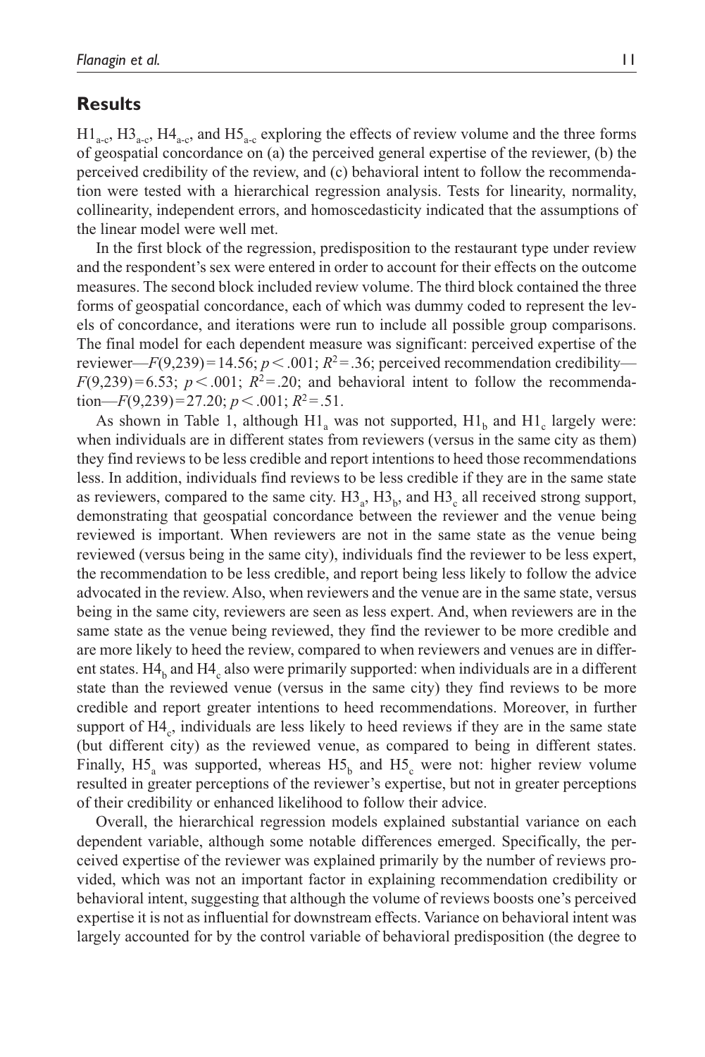## Results

$H1_{a-c}$, $H3_{a-c}$, $H4_{a-c}$, and $H5_{a-c}$ exploring the effects of review volume and the three forms of geospatial concordance on (a) the perceived general expertise of the reviewer, (b) the perceived credibility of the review, and (c) behavioral intent to follow the recommendation were tested with a hierarchical regression analysis. Tests for linearity, normality, collinearity, independent errors, and homoscedasticity indicated that the assumptions of the linear model were well met.

In the first block of the regression, predisposition to the restaurant type under review and the respondent's sex were entered in order to account for their effects on the outcome measures. The second block included review volume. The third block contained the three forms of geospatial concordance, each of which was dummy coded to represent the levels of concordance, and iterations were run to include all possible group comparisons. The final model for each dependent measure was significant: perceived expertise of the reviewer—$F(9,239) = 14.56$; $p < .001$; $R^2 = .36$; perceived recommendation credibility—$F(9,239) = 6.53$; $p < .001$; $R^2 = .20$; and behavioral intent to follow the recommendation—$F(9,239) = 27.20$; $p < .001$; $R^2 = .51$.

As shown in Table 1, although $H1_a$ was not supported, $H1_b$ and $H1_c$ largely were: when individuals are in different states from reviewers (versus in the same city as them) they find reviews to be less credible and report intentions to heed those recommendations less. In addition, individuals find reviews to be less credible if they are in the same state as reviewers, compared to the same city. $H3_a$, $H3_b$, and $H3_c$ all received strong support, demonstrating that geospatial concordance between the reviewer and the venue being reviewed is important. When reviewers are not in the same state as the venue being reviewed (versus being in the same city), individuals find the reviewer to be less expert, the recommendation to be less credible, and report being less likely to follow the advice advocated in the review. Also, when reviewers and the venue are in the same state, versus being in the same city, reviewers are seen as less expert. And, when reviewers are in the same state as the venue being reviewed, they find the reviewer to be more credible and are more likely to heed the review, compared to when reviewers and venues are in different states. $H4_b$ and $H4_c$ also were primarily supported: when individuals are in a different state than the reviewed venue (versus in the same city) they find reviews to be more credible and report greater intentions to heed recommendations. Moreover, in further support of $H4_c$, individuals are less likely to heed reviews if they are in the same state (but different city) as the reviewed venue, as compared to being in different states. Finally, $H5_a$ was supported, whereas $H5_b$ and $H5_c$ were not: higher review volume resulted in greater perceptions of the reviewer's expertise, but not in greater perceptions of their credibility or enhanced likelihood to follow their advice.

Overall, the hierarchical regression models explained substantial variance on each dependent variable, although some notable differences emerged. Specifically, the perceived expertise of the reviewer was explained primarily by the number of reviews provided, which was not an important factor in explaining recommendation credibility or behavioral intent, suggesting that although the volume of reviews boosts one's perceived expertise it is not as influential for downstream effects. Variance on behavioral intent was largely accounted for by the control variable of behavioral predisposition (the degree to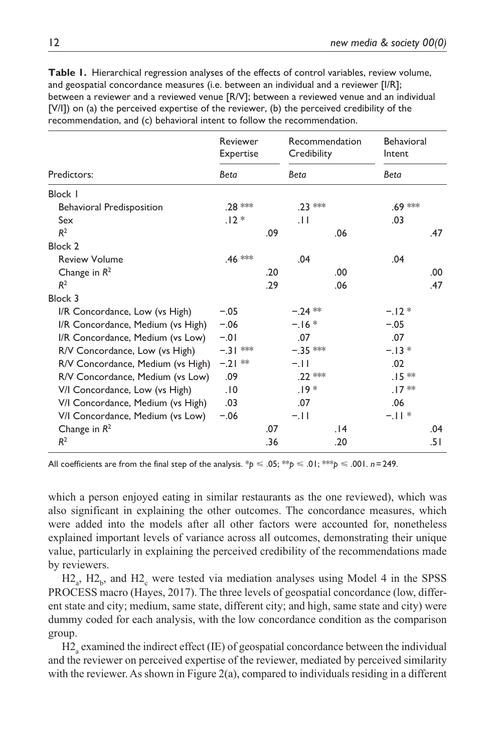**Table 1.** Hierarchical regression analyses of the effects of control variables, review volume, and geospatial concordance measures (i.e. between an individual and a reviewer [I/R]; between a reviewer and a reviewed venue [R/V]; between a reviewed venue and an individual [V/I]) on (a) the perceived expertise of the reviewer, (b) the perceived credibility of the recommendation, and (c) behavioral intent to follow the recommendation.

| | Reviewer Expertise | | Recommendation Credibility | | Behavioral Intent | |
|---|---|---|---|---|---|---|
| Predictors: | *Beta* | | *Beta* | | *Beta* | |
| Block 1 | | | | | | |
| Behavioral Predisposition | .28 *** | | .23 *** | | .69 *** | |
| Sex | .12 * | | .11 | | .03 | |
| $R^2$ | | .09 | | .06 | | .47 |
| Block 2 | | | | | | |
| Review Volume | .46 *** | | .04 | | .04 | |
| Change in $R^2$ | | .20 | | .00 | | .00 |
| $R^2$ | | .29 | | .06 | | .47 |
| Block 3 | | | | | | |
| I/R Concordance, Low (vs High) | −.05 | | −.24 ** | | −.12 * | |
| I/R Concordance, Medium (vs High) | −.06 | | −.16 * | | −.05 | |
| I/R Concordance, Medium (vs Low) | −.01 | | .07 | | .07 | |
| R/V Concordance, Low (vs High) | −.31 *** | | −.35 *** | | −.13 * | |
| R/V Concordance, Medium (vs High) | −.21 ** | | −.11 | | .02 | |
| R/V Concordance, Medium (vs Low) | .09 | | .22 *** | | .15 ** | |
| V/I Concordance, Low (vs High) | .10 | | .19 * | | .17 ** | |
| V/I Concordance, Medium (vs High) | .03 | | .07 | | .06 | |
| V/I Concordance, Medium (vs Low) | −.06 | | −.11 | | −.11 * | |
| Change in $R^2$ | | .07 | | .14 | | .04 |
| $R^2$ | | .36 | | .20 | | .51 |

All coefficients are from the final step of the analysis. *$p \leq .05$; **$p \leq .01$; ***$p \leq .001$. $n = 249$.

which a person enjoyed eating in similar restaurants as the one reviewed), which was also significant in explaining the other outcomes. The concordance measures, which were added into the models after all other factors were accounted for, nonetheless explained important levels of variance across all outcomes, demonstrating their unique value, particularly in explaining the perceived credibility of the recommendations made by reviewers.

$H2_a$, $H2_b$, and $H2_c$ were tested via mediation analyses using Model 4 in the SPSS PROCESS macro (Hayes, 2017). The three levels of geospatial concordance (low, different state and city; medium, same state, different city; and high, same state and city) were dummy coded for each analysis, with the low concordance condition as the comparison group.

$H2_a$ examined the indirect effect (IE) of geospatial concordance between the individual and the reviewer on perceived expertise of the reviewer, mediated by perceived similarity with the reviewer. As shown in Figure 2(a), compared to individuals residing in a different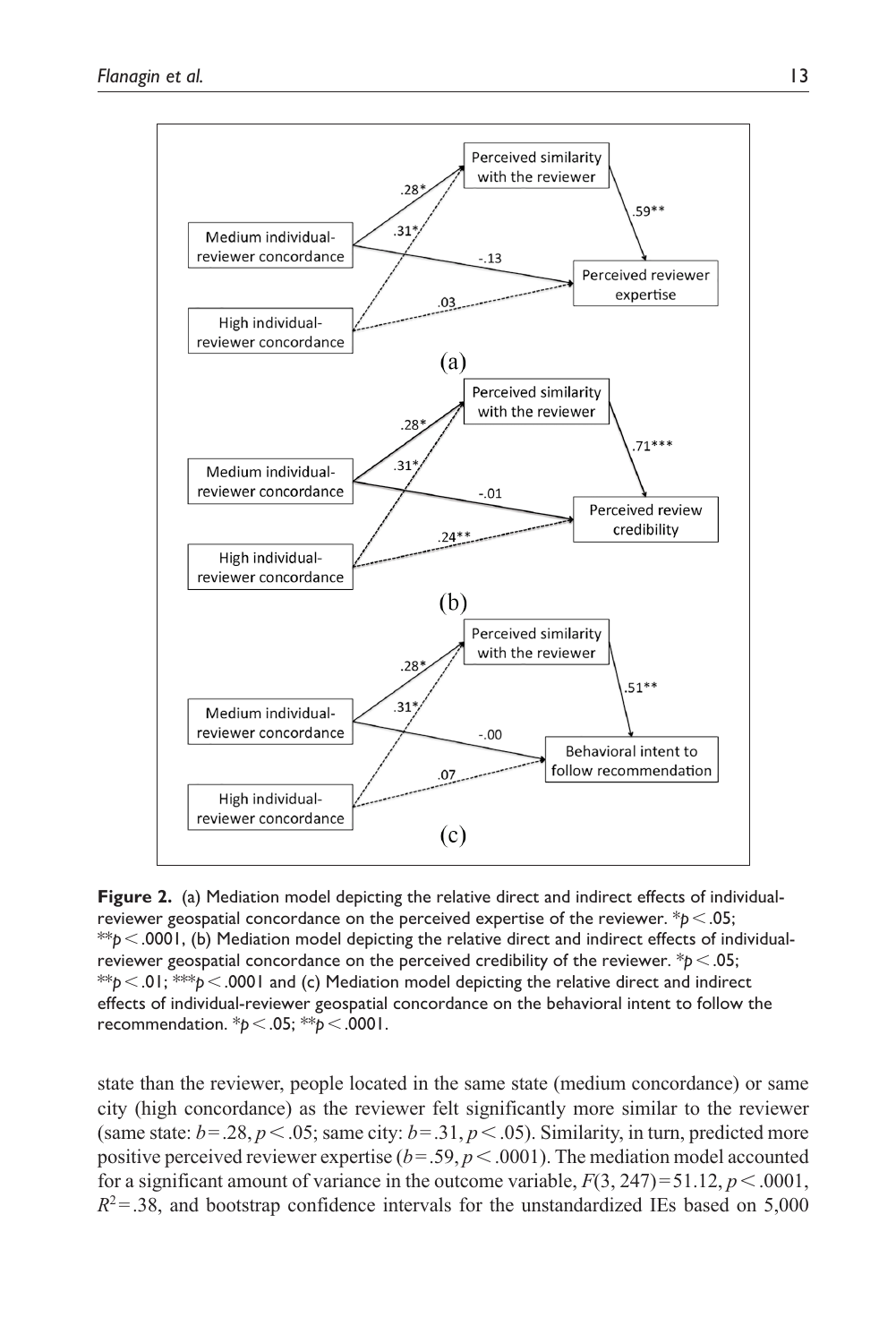**Figure 2.** (a) Mediation model depicting the relative direct and indirect effects of individual-reviewer geospatial concordance on the perceived expertise of the reviewer. $^*p < .05$; $^{**}p < .0001$, (b) Mediation model depicting the relative direct and indirect effects of individual-reviewer geospatial concordance on the perceived credibility of the reviewer. $^*p < .05$; $^{**}p < .01$; $^{***}p < .0001$ and (c) Mediation model depicting the relative direct and indirect effects of individual-reviewer geospatial concordance on the behavioral intent to follow the recommendation. $^*p < .05$; $^{**}p < .0001$.

state than the reviewer, people located in the same state (medium concordance) or same city (high concordance) as the reviewer felt significantly more similar to the reviewer (same state: $b = .28, p < .05$; same city: $b = .31, p < .05$). Similarity, in turn, predicted more positive perceived reviewer expertise ($b = .59, p < .0001$). The mediation model accounted for a significant amount of variance in the outcome variable, $F(3, 247) = 51.12, p < .0001$, $R^2 = .38$, and bootstrap confidence intervals for the unstandardized IEs based on 5,000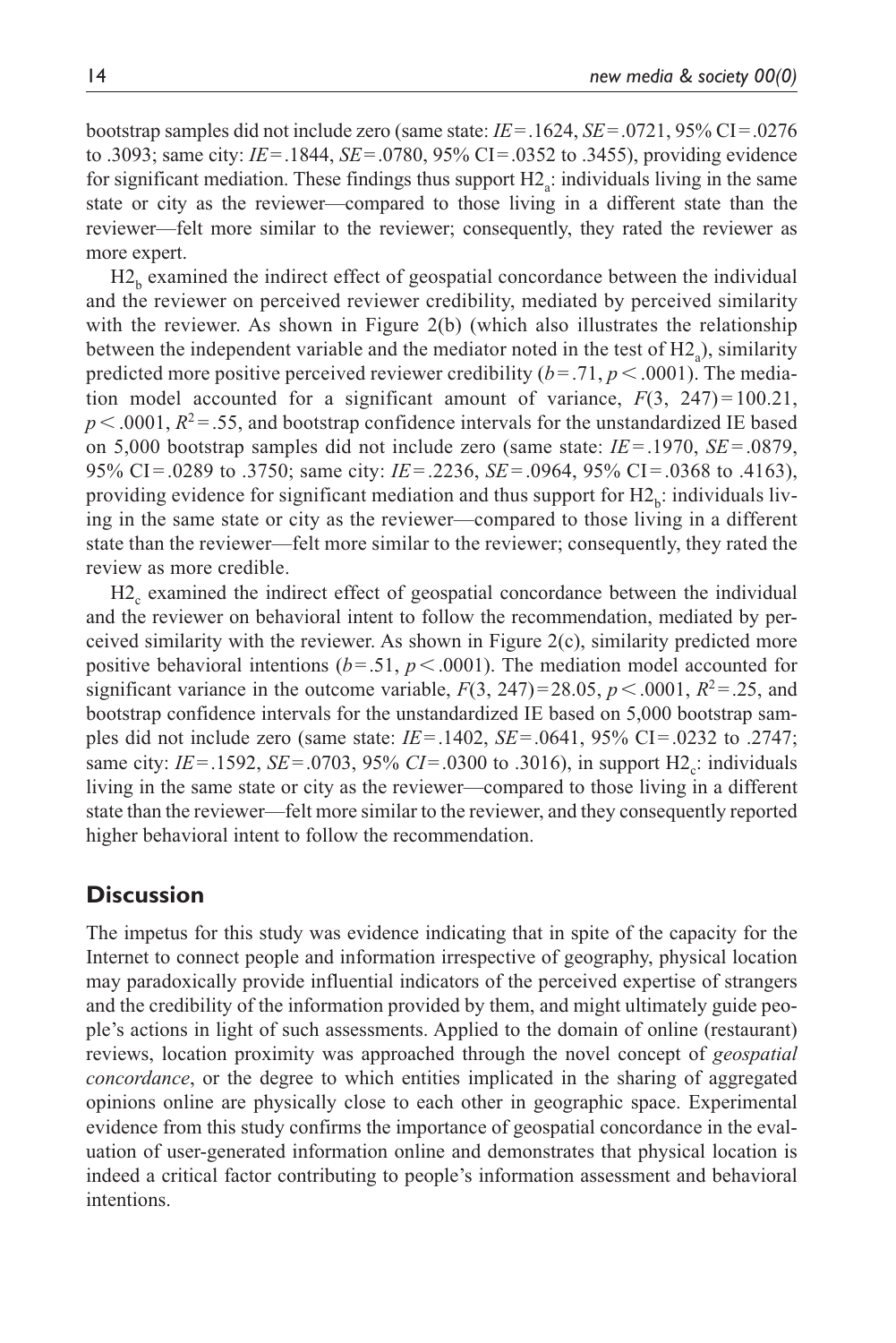bootstrap samples did not include zero (same state: *IE* = .1624, *SE* = .0721, 95% CI = .0276 to .3093; same city: *IE* = .1844, *SE* = .0780, 95% CI = .0352 to .3455), providing evidence for significant mediation. These findings thus support $H2_a$: individuals living in the same state or city as the reviewer—compared to those living in a different state than the reviewer—felt more similar to the reviewer; consequently, they rated the reviewer as more expert.

$H2_b$ examined the indirect effect of geospatial concordance between the individual and the reviewer on perceived reviewer credibility, mediated by perceived similarity with the reviewer. As shown in Figure 2(b) (which also illustrates the relationship between the independent variable and the mediator noted in the test of $H2_a$), similarity predicted more positive perceived reviewer credibility ($b = .71$, $p < .0001$). The mediation model accounted for a significant amount of variance, $F(3, 247) = 100.21$, $p < .0001$, $R^2 = .55$, and bootstrap confidence intervals for the unstandardized IE based on 5,000 bootstrap samples did not include zero (same state: *IE* = .1970, *SE* = .0879, 95% CI = .0289 to .3750; same city: *IE* = .2236, *SE* = .0964, 95% CI = .0368 to .4163), providing evidence for significant mediation and thus support for $H2_b$: individuals living in the same state or city as the reviewer—compared to those living in a different state than the reviewer—felt more similar to the reviewer; consequently, they rated the review as more credible.

$H2_c$ examined the indirect effect of geospatial concordance between the individual and the reviewer on behavioral intent to follow the recommendation, mediated by perceived similarity with the reviewer. As shown in Figure 2(c), similarity predicted more positive behavioral intentions ($b = .51$, $p < .0001$). The mediation model accounted for significant variance in the outcome variable, $F(3, 247) = 28.05$, $p < .0001$, $R^2 = .25$, and bootstrap confidence intervals for the unstandardized IE based on 5,000 bootstrap samples did not include zero (same state: *IE* = .1402, *SE* = .0641, 95% CI = .0232 to .2747; same city: *IE* = .1592, *SE* = .0703, 95% *CI* = .0300 to .3016), in support $H2_c$: individuals living in the same state or city as the reviewer—compared to those living in a different state than the reviewer—felt more similar to the reviewer, and they consequently reported higher behavioral intent to follow the recommendation.

## Discussion

The impetus for this study was evidence indicating that in spite of the capacity for the Internet to connect people and information irrespective of geography, physical location may paradoxically provide influential indicators of the perceived expertise of strangers and the credibility of the information provided by them, and might ultimately guide people's actions in light of such assessments. Applied to the domain of online (restaurant) reviews, location proximity was approached through the novel concept of *geospatial concordance*, or the degree to which entities implicated in the sharing of aggregated opinions online are physically close to each other in geographic space. Experimental evidence from this study confirms the importance of geospatial concordance in the evaluation of user-generated information online and demonstrates that physical location is indeed a critical factor contributing to people's information assessment and behavioral intentions.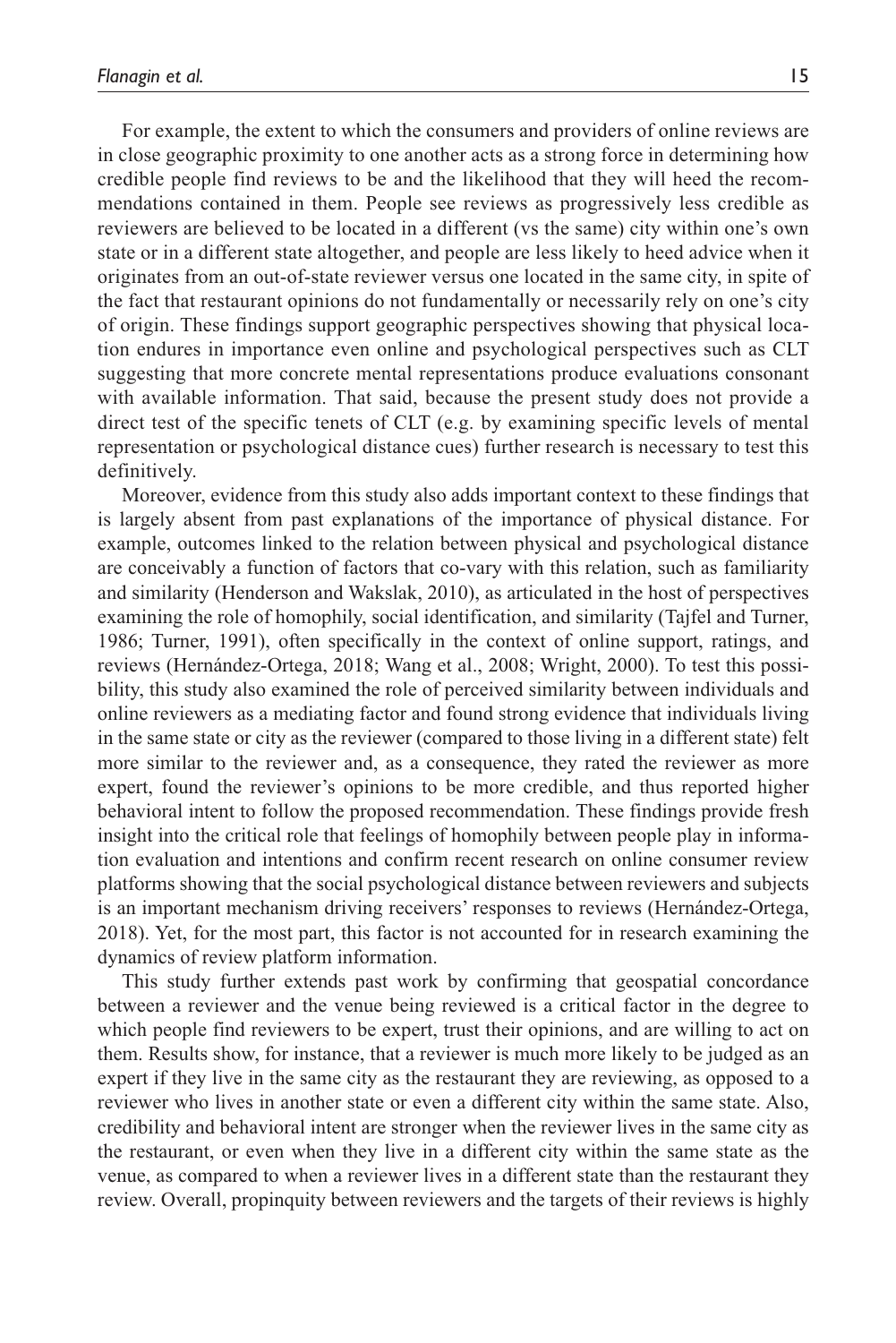For example, the extent to which the consumers and providers of online reviews are in close geographic proximity to one another acts as a strong force in determining how credible people find reviews to be and the likelihood that they will heed the recommendations contained in them. People see reviews as progressively less credible as reviewers are believed to be located in a different (vs the same) city within one's own state or in a different state altogether, and people are less likely to heed advice when it originates from an out-of-state reviewer versus one located in the same city, in spite of the fact that restaurant opinions do not fundamentally or necessarily rely on one's city of origin. These findings support geographic perspectives showing that physical location endures in importance even online and psychological perspectives such as CLT suggesting that more concrete mental representations produce evaluations consonant with available information. That said, because the present study does not provide a direct test of the specific tenets of CLT (e.g. by examining specific levels of mental representation or psychological distance cues) further research is necessary to test this definitively.

Moreover, evidence from this study also adds important context to these findings that is largely absent from past explanations of the importance of physical distance. For example, outcomes linked to the relation between physical and psychological distance are conceivably a function of factors that co-vary with this relation, such as familiarity and similarity (Henderson and Wakslak, 2010), as articulated in the host of perspectives examining the role of homophily, social identification, and similarity (Tajfel and Turner, 1986; Turner, 1991), often specifically in the context of online support, ratings, and reviews (Hernández-Ortega, 2018; Wang et al., 2008; Wright, 2000). To test this possibility, this study also examined the role of perceived similarity between individuals and online reviewers as a mediating factor and found strong evidence that individuals living in the same state or city as the reviewer (compared to those living in a different state) felt more similar to the reviewer and, as a consequence, they rated the reviewer as more expert, found the reviewer's opinions to be more credible, and thus reported higher behavioral intent to follow the proposed recommendation. These findings provide fresh insight into the critical role that feelings of homophily between people play in information evaluation and intentions and confirm recent research on online consumer review platforms showing that the social psychological distance between reviewers and subjects is an important mechanism driving receivers' responses to reviews (Hernández-Ortega, 2018). Yet, for the most part, this factor is not accounted for in research examining the dynamics of review platform information.

This study further extends past work by confirming that geospatial concordance between a reviewer and the venue being reviewed is a critical factor in the degree to which people find reviewers to be expert, trust their opinions, and are willing to act on them. Results show, for instance, that a reviewer is much more likely to be judged as an expert if they live in the same city as the restaurant they are reviewing, as opposed to a reviewer who lives in another state or even a different city within the same state. Also, credibility and behavioral intent are stronger when the reviewer lives in the same city as the restaurant, or even when they live in a different city within the same state as the venue, as compared to when a reviewer lives in a different state than the restaurant they review. Overall, propinquity between reviewers and the targets of their reviews is highly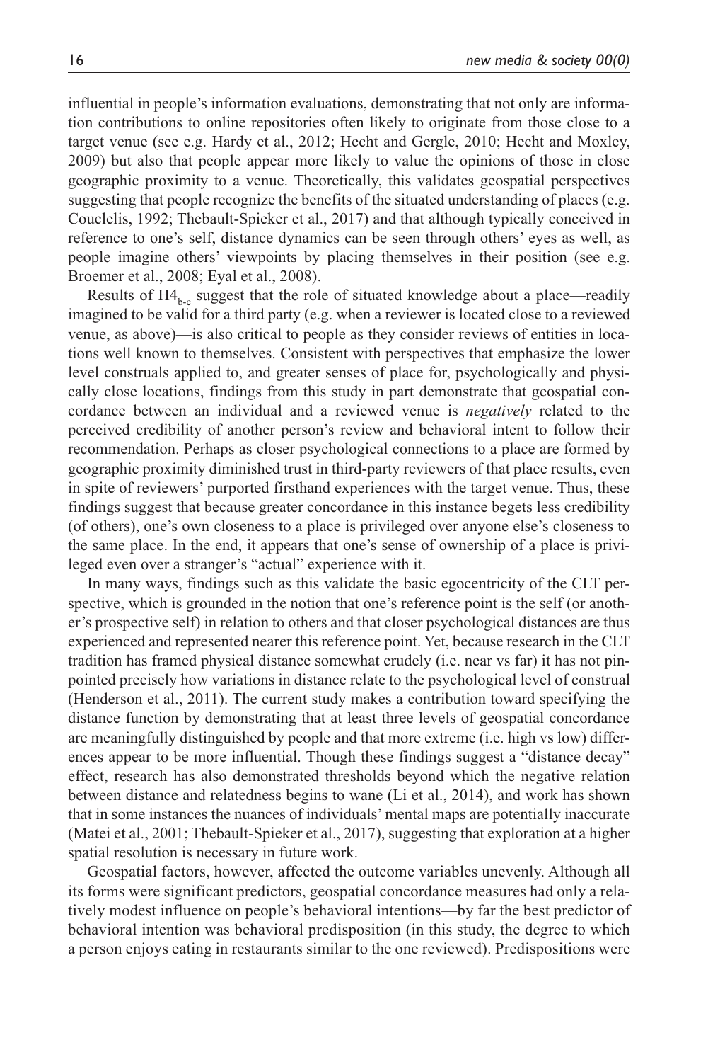influential in people's information evaluations, demonstrating that not only are information contributions to online repositories often likely to originate from those close to a target venue (see e.g. Hardy et al., 2012; Hecht and Gergle, 2010; Hecht and Moxley, 2009) but also that people appear more likely to value the opinions of those in close geographic proximity to a venue. Theoretically, this validates geospatial perspectives suggesting that people recognize the benefits of the situated understanding of places (e.g. Couclelis, 1992; Thebault-Spieker et al., 2017) and that although typically conceived in reference to one's self, distance dynamics can be seen through others' eyes as well, as people imagine others' viewpoints by placing themselves in their position (see e.g. Broemer et al., 2008; Eyal et al., 2008).

Results of $H4_{b-c}$ suggest that the role of situated knowledge about a place—readily imagined to be valid for a third party (e.g. when a reviewer is located close to a reviewed venue, as above)—is also critical to people as they consider reviews of entities in locations well known to themselves. Consistent with perspectives that emphasize the lower level construals applied to, and greater senses of place for, psychologically and physically close locations, findings from this study in part demonstrate that geospatial concordance between an individual and a reviewed venue is *negatively* related to the perceived credibility of another person's review and behavioral intent to follow their recommendation. Perhaps as closer psychological connections to a place are formed by geographic proximity diminished trust in third-party reviewers of that place results, even in spite of reviewers' purported firsthand experiences with the target venue. Thus, these findings suggest that because greater concordance in this instance begets less credibility (of others), one's own closeness to a place is privileged over anyone else's closeness to the same place. In the end, it appears that one's sense of ownership of a place is privileged even over a stranger's "actual" experience with it.

In many ways, findings such as this validate the basic egocentricity of the CLT perspective, which is grounded in the notion that one's reference point is the self (or another's prospective self) in relation to others and that closer psychological distances are thus experienced and represented nearer this reference point. Yet, because research in the CLT tradition has framed physical distance somewhat crudely (i.e. near vs far) it has not pinpointed precisely how variations in distance relate to the psychological level of construal (Henderson et al., 2011). The current study makes a contribution toward specifying the distance function by demonstrating that at least three levels of geospatial concordance are meaningfully distinguished by people and that more extreme (i.e. high vs low) differences appear to be more influential. Though these findings suggest a "distance decay" effect, research has also demonstrated thresholds beyond which the negative relation between distance and relatedness begins to wane (Li et al., 2014), and work has shown that in some instances the nuances of individuals' mental maps are potentially inaccurate (Matei et al., 2001; Thebault-Spieker et al., 2017), suggesting that exploration at a higher spatial resolution is necessary in future work.

Geospatial factors, however, affected the outcome variables unevenly. Although all its forms were significant predictors, geospatial concordance measures had only a relatively modest influence on people's behavioral intentions—by far the best predictor of behavioral intention was behavioral predisposition (in this study, the degree to which a person enjoys eating in restaurants similar to the one reviewed). Predispositions were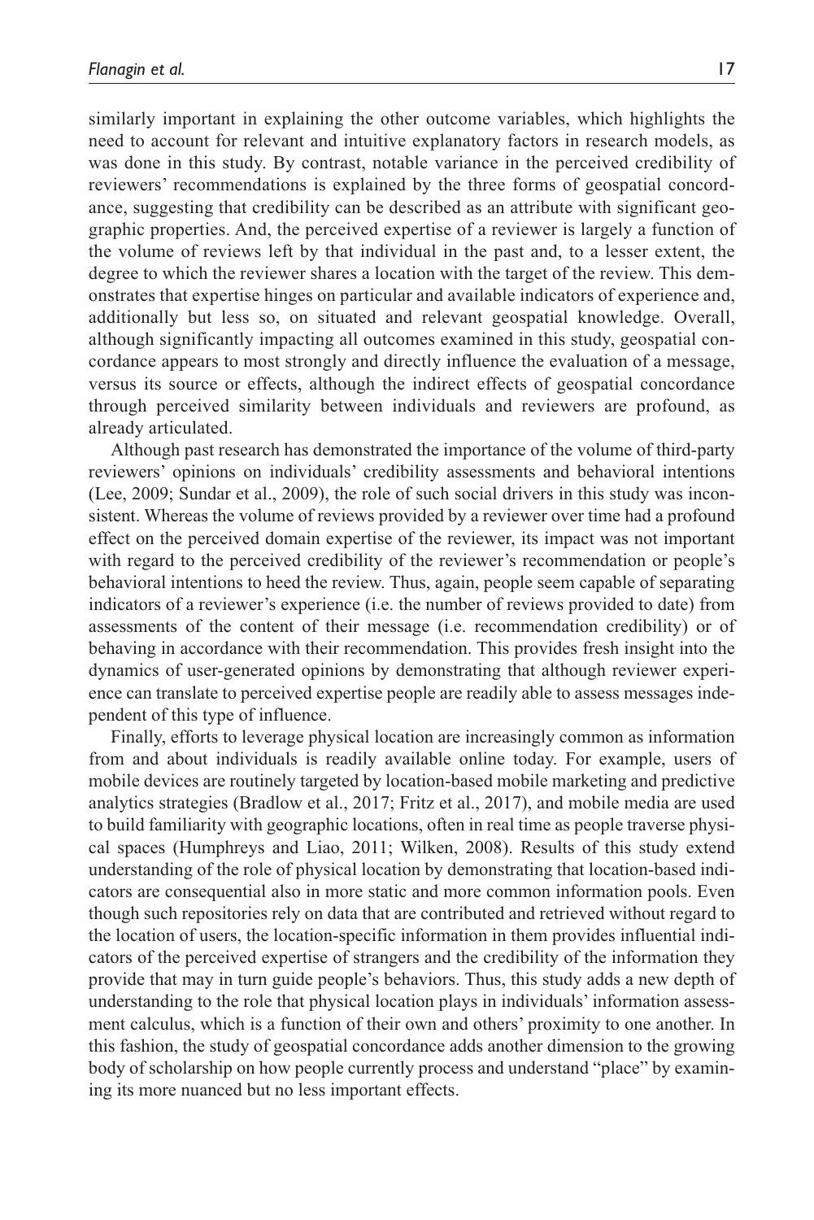similarly important in explaining the other outcome variables, which highlights the need to account for relevant and intuitive explanatory factors in research models, as was done in this study. By contrast, notable variance in the perceived credibility of reviewers' recommendations is explained by the three forms of geospatial concordance, suggesting that credibility can be described as an attribute with significant geographic properties. And, the perceived expertise of a reviewer is largely a function of the volume of reviews left by that individual in the past and, to a lesser extent, the degree to which the reviewer shares a location with the target of the review. This demonstrates that expertise hinges on particular and available indicators of experience and, additionally but less so, on situated and relevant geospatial knowledge. Overall, although significantly impacting all outcomes examined in this study, geospatial concordance appears to most strongly and directly influence the evaluation of a message, versus its source or effects, although the indirect effects of geospatial concordance through perceived similarity between individuals and reviewers are profound, as already articulated.

Although past research has demonstrated the importance of the volume of third-party reviewers' opinions on individuals' credibility assessments and behavioral intentions (Lee, 2009; Sundar et al., 2009), the role of such social drivers in this study was inconsistent. Whereas the volume of reviews provided by a reviewer over time had a profound effect on the perceived domain expertise of the reviewer, its impact was not important with regard to the perceived credibility of the reviewer's recommendation or people's behavioral intentions to heed the review. Thus, again, people seem capable of separating indicators of a reviewer's experience (i.e. the number of reviews provided to date) from assessments of the content of their message (i.e. recommendation credibility) or of behaving in accordance with their recommendation. This provides fresh insight into the dynamics of user-generated opinions by demonstrating that although reviewer experience can translate to perceived expertise people are readily able to assess messages independent of this type of influence.

Finally, efforts to leverage physical location are increasingly common as information from and about individuals is readily available online today. For example, users of mobile devices are routinely targeted by location-based mobile marketing and predictive analytics strategies (Bradlow et al., 2017; Fritz et al., 2017), and mobile media are used to build familiarity with geographic locations, often in real time as people traverse physical spaces (Humphreys and Liao, 2011; Wilken, 2008). Results of this study extend understanding of the role of physical location by demonstrating that location-based indicators are consequential also in more static and more common information pools. Even though such repositories rely on data that are contributed and retrieved without regard to the location of users, the location-specific information in them provides influential indicators of the perceived expertise of strangers and the credibility of the information they provide that may in turn guide people's behaviors. Thus, this study adds a new depth of understanding to the role that physical location plays in individuals' information assessment calculus, which is a function of their own and others' proximity to one another. In this fashion, the study of geospatial concordance adds another dimension to the growing body of scholarship on how people currently process and understand "place" by examining its more nuanced but no less important effects.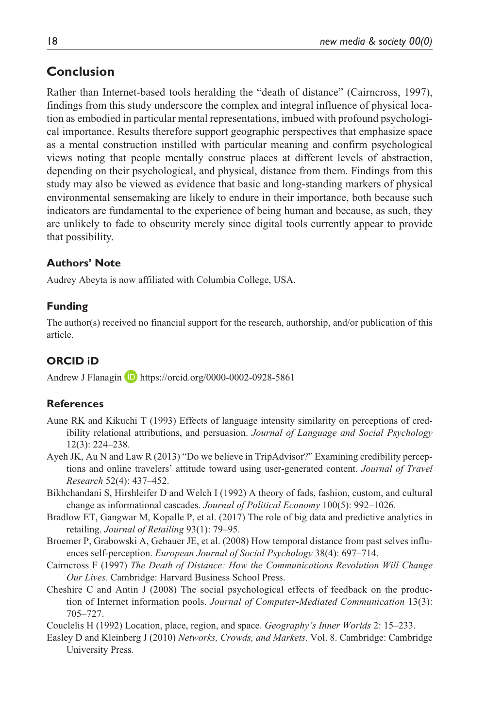## Conclusion

Rather than Internet-based tools heralding the "death of distance" (Cairncross, 1997), findings from this study underscore the complex and integral influence of physical location as embodied in particular mental representations, imbued with profound psychological importance. Results therefore support geographic perspectives that emphasize space as a mental construction instilled with particular meaning and confirm psychological views noting that people mentally construe places at different levels of abstraction, depending on their psychological, and physical, distance from them. Findings from this study may also be viewed as evidence that basic and long-standing markers of physical environmental sensemaking are likely to endure in their importance, both because such indicators are fundamental to the experience of being human and because, as such, they are unlikely to fade to obscurity merely since digital tools currently appear to provide that possibility.

### Authors' Note

Audrey Abeyta is now affiliated with Columbia College, USA.

### Funding

The author(s) received no financial support for the research, authorship, and/or publication of this article.

### ORCID iD

Andrew J Flanagin https://orcid.org/0000-0002-0928-5861

### References

Aune RK and Kikuchi T (1993) Effects of language intensity similarity on perceptions of credibility relational attributions, and persuasion. *Journal of Language and Social Psychology* 12(3): 224–238.

Ayeh JK, Au N and Law R (2013) "Do we believe in TripAdvisor?" Examining credibility perceptions and online travelers' attitude toward using user-generated content. *Journal of Travel Research* 52(4): 437–452.

Bikhchandani S, Hirshleifer D and Welch I (1992) A theory of fads, fashion, custom, and cultural change as informational cascades. *Journal of Political Economy* 100(5): 992–1026.

Bradlow ET, Gangwar M, Kopalle P, et al. (2017) The role of big data and predictive analytics in retailing. *Journal of Retailing* 93(1): 79–95.

Broemer P, Grabowski A, Gebauer JE, et al. (2008) How temporal distance from past selves influences self-perception. *European Journal of Social Psychology* 38(4): 697–714.

Cairncross F (1997) *The Death of Distance: How the Communications Revolution Will Change Our Lives*. Cambridge: Harvard Business School Press.

Cheshire C and Antin J (2008) The social psychological effects of feedback on the production of Internet information pools. *Journal of Computer-Mediated Communication* 13(3): 705–727.

Couclelis H (1992) Location, place, region, and space. *Geography's Inner Worlds* 2: 15–233.

Easley D and Kleinberg J (2010) *Networks, Crowds, and Markets*. Vol. 8. Cambridge: Cambridge University Press.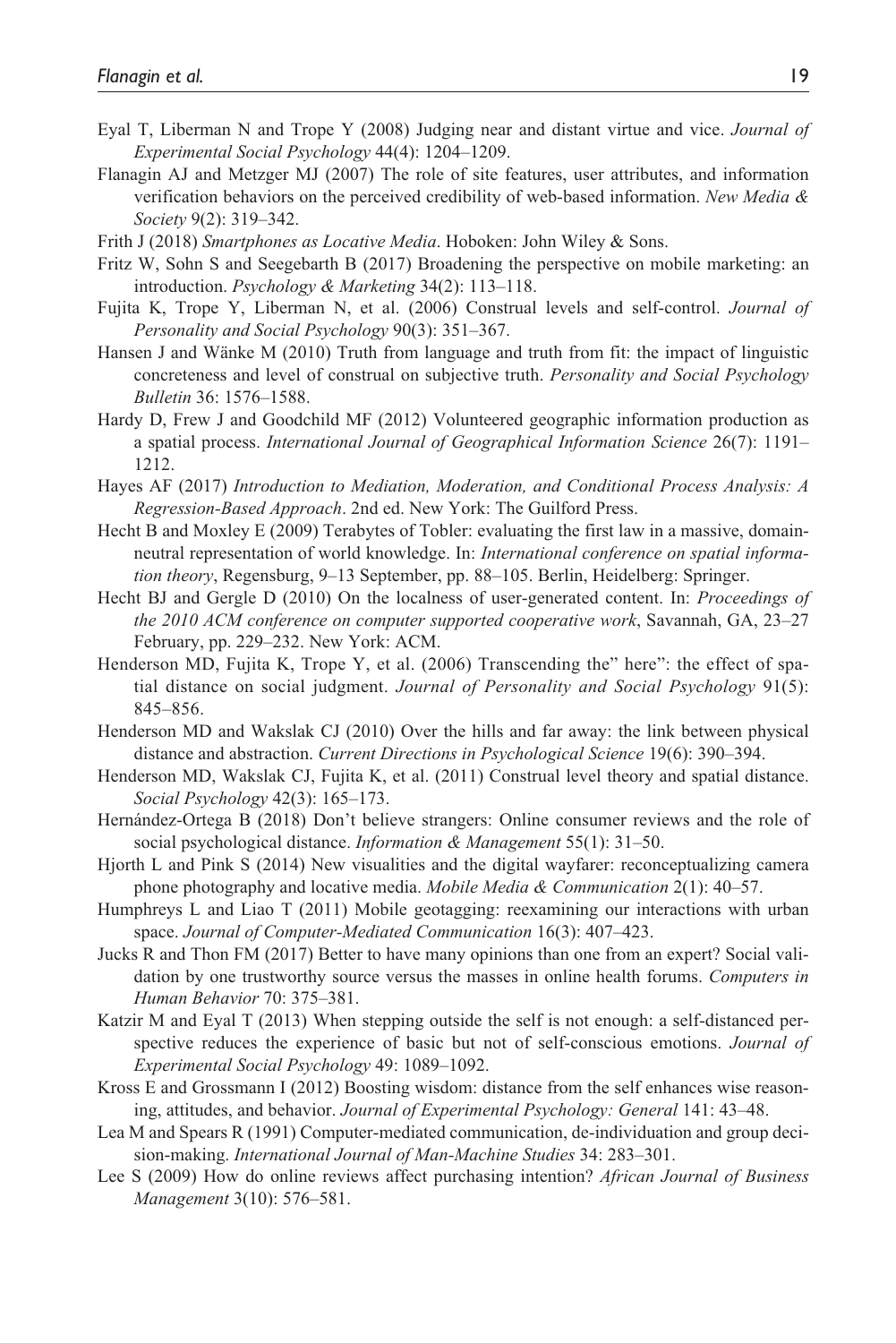Eyal T, Liberman N and Trope Y (2008) Judging near and distant virtue and vice. *Journal of Experimental Social Psychology* 44(4): 1204–1209.

Flanagin AJ and Metzger MJ (2007) The role of site features, user attributes, and information verification behaviors on the perceived credibility of web-based information. *New Media & Society* 9(2): 319–342.

Frith J (2018) *Smartphones as Locative Media*. Hoboken: John Wiley & Sons.

Fritz W, Sohn S and Seegebarth B (2017) Broadening the perspective on mobile marketing: an introduction. *Psychology & Marketing* 34(2): 113–118.

Fujita K, Trope Y, Liberman N, et al. (2006) Construal levels and self-control. *Journal of Personality and Social Psychology* 90(3): 351–367.

Hansen J and Wänke M (2010) Truth from language and truth from fit: the impact of linguistic concreteness and level of construal on subjective truth. *Personality and Social Psychology Bulletin* 36: 1576–1588.

Hardy D, Frew J and Goodchild MF (2012) Volunteered geographic information production as a spatial process. *International Journal of Geographical Information Science* 26(7): 1191–1212.

Hayes AF (2017) *Introduction to Mediation, Moderation, and Conditional Process Analysis: A Regression-Based Approach*. 2nd ed. New York: The Guilford Press.

Hecht B and Moxley E (2009) Terabytes of Tobler: evaluating the first law in a massive, domain-neutral representation of world knowledge. In: *International conference on spatial information theory*, Regensburg, 9–13 September, pp. 88–105. Berlin, Heidelberg: Springer.

Hecht BJ and Gergle D (2010) On the localness of user-generated content. In: *Proceedings of the 2010 ACM conference on computer supported cooperative work*, Savannah, GA, 23–27 February, pp. 229–232. New York: ACM.

Henderson MD, Fujita K, Trope Y, et al. (2006) Transcending the" here": the effect of spatial distance on social judgment. *Journal of Personality and Social Psychology* 91(5): 845–856.

Henderson MD and Wakslak CJ (2010) Over the hills and far away: the link between physical distance and abstraction. *Current Directions in Psychological Science* 19(6): 390–394.

Henderson MD, Wakslak CJ, Fujita K, et al. (2011) Construal level theory and spatial distance. *Social Psychology* 42(3): 165–173.

Hernández-Ortega B (2018) Don't believe strangers: Online consumer reviews and the role of social psychological distance. *Information & Management* 55(1): 31–50.

Hjorth L and Pink S (2014) New visualities and the digital wayfarer: reconceptualizing camera phone photography and locative media. *Mobile Media & Communication* 2(1): 40–57.

Humphreys L and Liao T (2011) Mobile geotagging: reexamining our interactions with urban space. *Journal of Computer-Mediated Communication* 16(3): 407–423.

Jucks R and Thon FM (2017) Better to have many opinions than one from an expert? Social validation by one trustworthy source versus the masses in online health forums. *Computers in Human Behavior* 70: 375–381.

Katzir M and Eyal T (2013) When stepping outside the self is not enough: a self-distanced perspective reduces the experience of basic but not of self-conscious emotions. *Journal of Experimental Social Psychology* 49: 1089–1092.

Kross E and Grossmann I (2012) Boosting wisdom: distance from the self enhances wise reasoning, attitudes, and behavior. *Journal of Experimental Psychology: General* 141: 43–48.

Lea M and Spears R (1991) Computer-mediated communication, de-individuation and group decision-making. *International Journal of Man-Machine Studies* 34: 283–301.

Lee S (2009) How do online reviews affect purchasing intention? *African Journal of Business Management* 3(10): 576–581.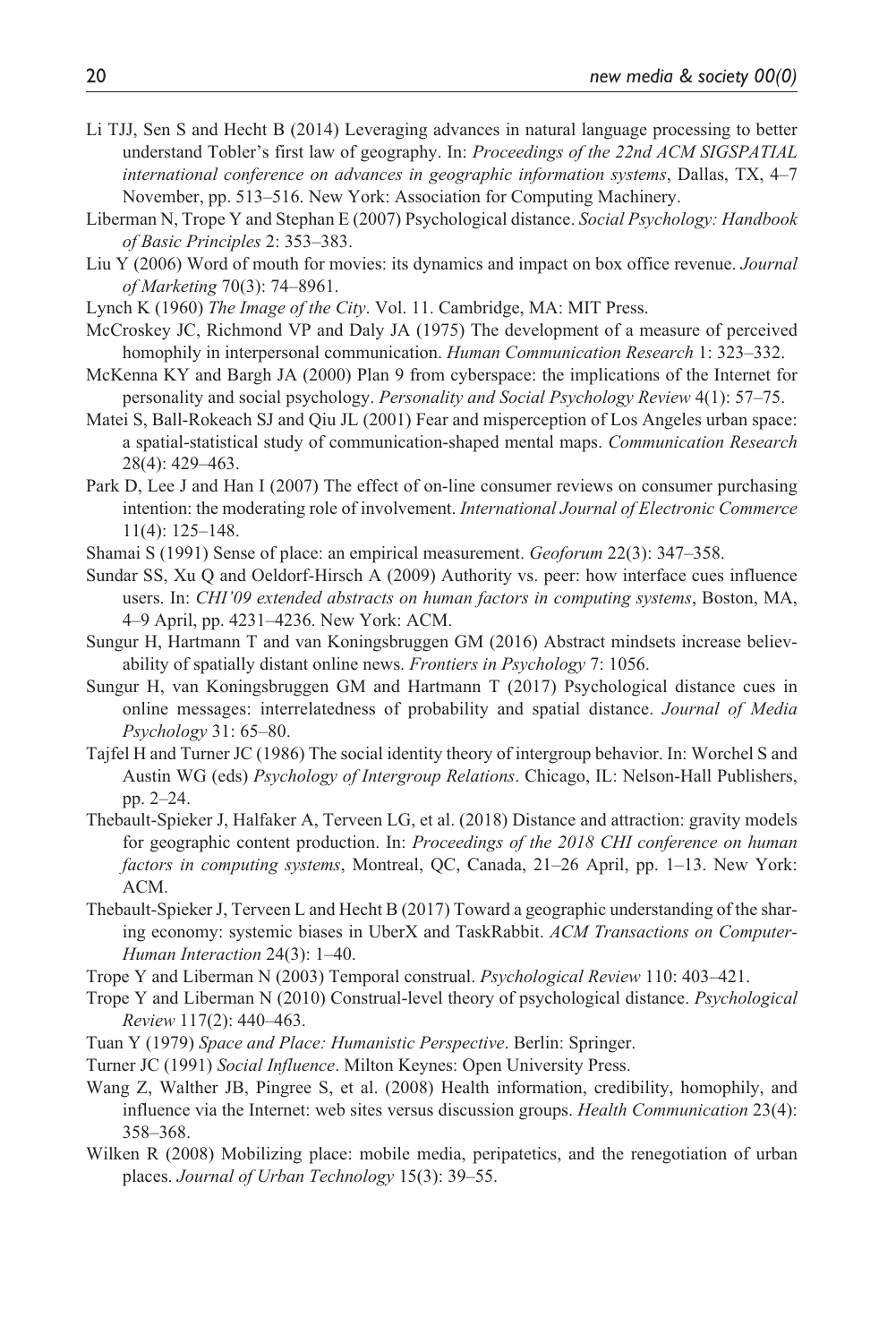Li TJJ, Sen S and Hecht B (2014) Leveraging advances in natural language processing to better understand Tobler's first law of geography. In: *Proceedings of the 22nd ACM SIGSPATIAL international conference on advances in geographic information systems*, Dallas, TX, 4–7 November, pp. 513–516. New York: Association for Computing Machinery.

Liberman N, Trope Y and Stephan E (2007) Psychological distance. *Social Psychology: Handbook of Basic Principles* 2: 353–383.

Liu Y (2006) Word of mouth for movies: its dynamics and impact on box office revenue. *Journal of Marketing* 70(3): 74–8961.

Lynch K (1960) *The Image of the City*. Vol. 11. Cambridge, MA: MIT Press.

McCroskey JC, Richmond VP and Daly JA (1975) The development of a measure of perceived homophily in interpersonal communication. *Human Communication Research* 1: 323–332.

McKenna KY and Bargh JA (2000) Plan 9 from cyberspace: the implications of the Internet for personality and social psychology. *Personality and Social Psychology Review* 4(1): 57–75.

Matei S, Ball-Rokeach SJ and Qiu JL (2001) Fear and misperception of Los Angeles urban space: a spatial-statistical study of communication-shaped mental maps. *Communication Research* 28(4): 429–463.

Park D, Lee J and Han I (2007) The effect of on-line consumer reviews on consumer purchasing intention: the moderating role of involvement. *International Journal of Electronic Commerce* 11(4): 125–148.

Shamai S (1991) Sense of place: an empirical measurement. *Geoforum* 22(3): 347–358.

Sundar SS, Xu Q and Oeldorf-Hirsch A (2009) Authority vs. peer: how interface cues influence users. In: *CHI'09 extended abstracts on human factors in computing systems*, Boston, MA, 4–9 April, pp. 4231–4236. New York: ACM.

Sungur H, Hartmann T and van Koningsbruggen GM (2016) Abstract mindsets increase believability of spatially distant online news. *Frontiers in Psychology* 7: 1056.

Sungur H, van Koningsbruggen GM and Hartmann T (2017) Psychological distance cues in online messages: interrelatedness of probability and spatial distance. *Journal of Media Psychology* 31: 65–80.

Tajfel H and Turner JC (1986) The social identity theory of intergroup behavior. In: Worchel S and Austin WG (eds) *Psychology of Intergroup Relations*. Chicago, IL: Nelson-Hall Publishers, pp. 2–24.

Thebault-Spieker J, Halfaker A, Terveen LG, et al. (2018) Distance and attraction: gravity models for geographic content production. In: *Proceedings of the 2018 CHI conference on human factors in computing systems*, Montreal, QC, Canada, 21–26 April, pp. 1–13. New York: ACM.

Thebault-Spieker J, Terveen L and Hecht B (2017) Toward a geographic understanding of the sharing economy: systemic biases in UberX and TaskRabbit. *ACM Transactions on Computer-Human Interaction* 24(3): 1–40.

Trope Y and Liberman N (2003) Temporal construal. *Psychological Review* 110: 403–421.

Trope Y and Liberman N (2010) Construal-level theory of psychological distance. *Psychological Review* 117(2): 440–463.

Tuan Y (1979) *Space and Place: Humanistic Perspective*. Berlin: Springer.

Turner JC (1991) *Social Influence*. Milton Keynes: Open University Press.

Wang Z, Walther JB, Pingree S, et al. (2008) Health information, credibility, homophily, and influence via the Internet: web sites versus discussion groups. *Health Communication* 23(4): 358–368.

Wilken R (2008) Mobilizing place: mobile media, peripatetics, and the renegotiation of urban places. *Journal of Urban Technology* 15(3): 39–55.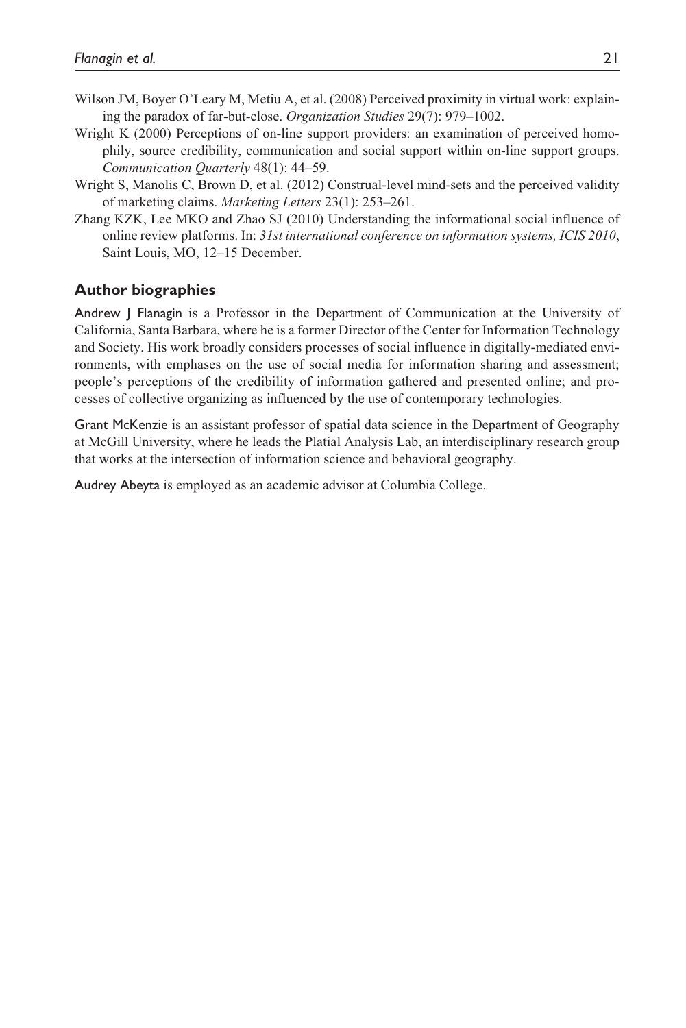Wilson JM, Boyer O'Leary M, Metiu A, et al. (2008) Perceived proximity in virtual work: explaining the paradox of far-but-close. *Organization Studies* 29(7): 979–1002.

Wright K (2000) Perceptions of on-line support providers: an examination of perceived homophily, source credibility, communication and social support within on-line support groups. *Communication Quarterly* 48(1): 44–59.

Wright S, Manolis C, Brown D, et al. (2012) Construal-level mind-sets and the perceived validity of marketing claims. *Marketing Letters* 23(1): 253–261.

Zhang KZK, Lee MKO and Zhao SJ (2010) Understanding the informational social influence of online review platforms. In: *31st international conference on information systems, ICIS 2010*, Saint Louis, MO, 12–15 December.

## Author biographies

Andrew J Flanagin is a Professor in the Department of Communication at the University of California, Santa Barbara, where he is a former Director of the Center for Information Technology and Society. His work broadly considers processes of social influence in digitally-mediated environments, with emphases on the use of social media for information sharing and assessment; people's perceptions of the credibility of information gathered and presented online; and processes of collective organizing as influenced by the use of contemporary technologies.

Grant McKenzie is an assistant professor of spatial data science in the Department of Geography at McGill University, where he leads the Platial Analysis Lab, an interdisciplinary research group that works at the intersection of information science and behavioral geography.

Audrey Abeyta is employed as an academic advisor at Columbia College.